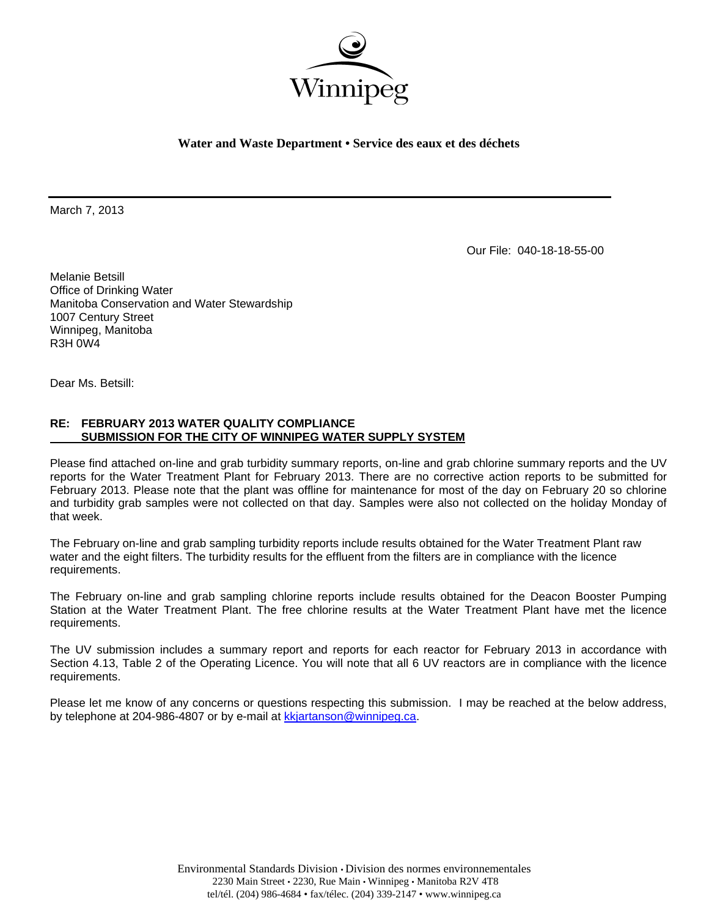Winnipeg

**Water and Waste Department • Service des eaux et des déchets**

March 7, 2013

Our File: 040-18-18-55-00

Melanie Betsill
Office of Drinking Water
Manitoba Conservation and Water Stewardship
1007 Century Street
Winnipeg, Manitoba
R3H 0W4

Dear Ms. Betsill:

**RE: FEBRUARY 2013 WATER QUALITY COMPLIANCE SUBMISSION FOR THE CITY OF WINNIPEG WATER SUPPLY SYSTEM**

Please find attached on-line and grab turbidity summary reports, on-line and grab chlorine summary reports and the UV reports for the Water Treatment Plant for February 2013. There are no corrective action reports to be submitted for February 2013. Please note that the plant was offline for maintenance for most of the day on February 20 so chlorine and turbidity grab samples were not collected on that day. Samples were also not collected on the holiday Monday of that week.

The February on-line and grab sampling turbidity reports include results obtained for the Water Treatment Plant raw water and the eight filters. The turbidity results for the effluent from the filters are in compliance with the licence requirements.

The February on-line and grab sampling chlorine reports include results obtained for the Deacon Booster Pumping Station at the Water Treatment Plant. The free chlorine results at the Water Treatment Plant have met the licence requirements.

The UV submission includes a summary report and reports for each reactor for February 2013 in accordance with Section 4.13, Table 2 of the Operating Licence. You will note that all 6 UV reactors are in compliance with the licence requirements.

Please let me know of any concerns or questions respecting this submission. I may be reached at the below address, by telephone at 204-986-4807 or by e-mail at kkjartanson@winnipeg.ca.

Environmental Standards Division • Division des normes environnementales
2230 Main Street • 2230, Rue Main • Winnipeg • Manitoba R2V 4T8
tel/tél. (204) 986-4684 • fax/télec. (204) 339-2147 • www.winnipeg.ca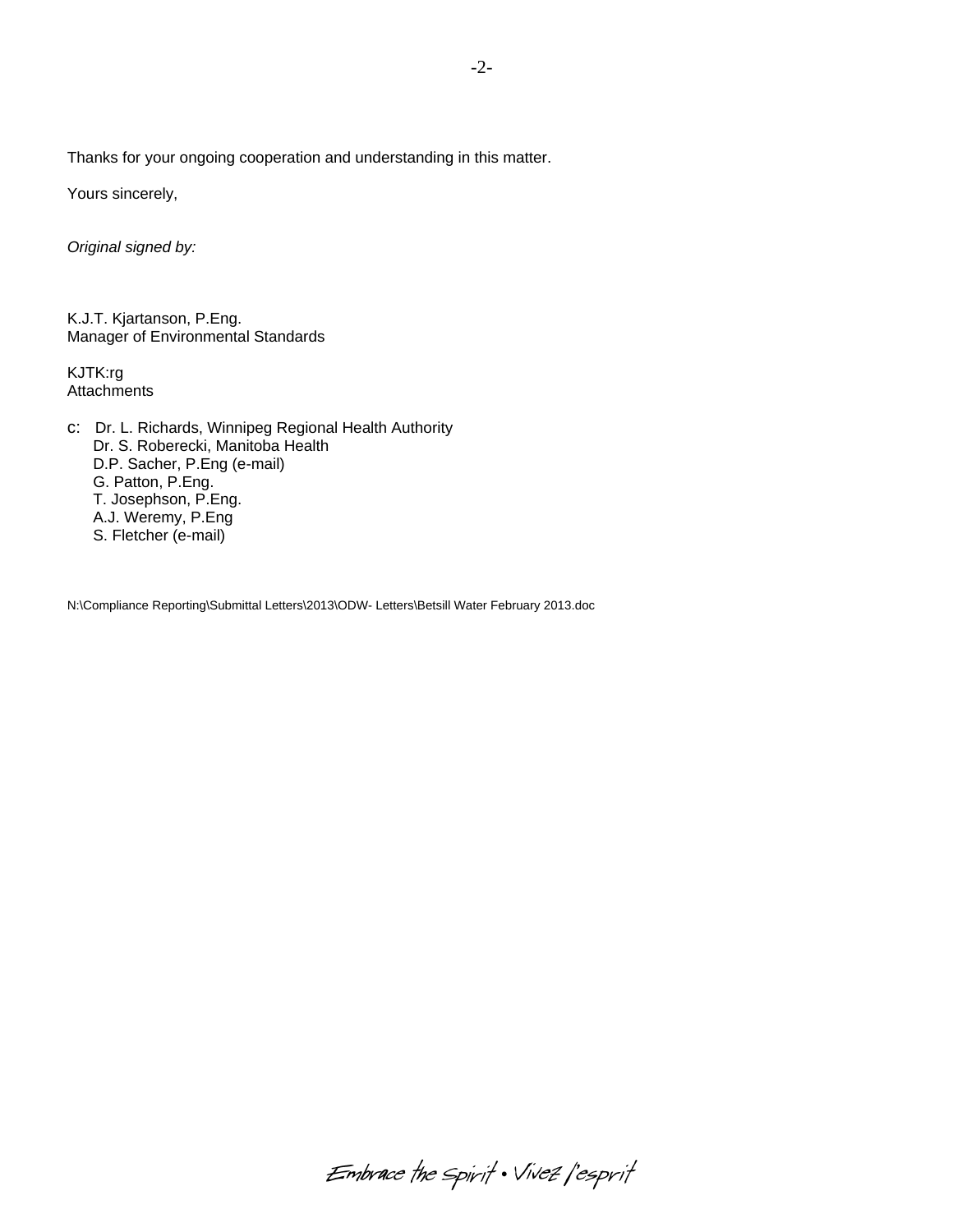Thanks for your ongoing cooperation and understanding in this matter.

Yours sincerely,

*Original signed by:*

K.J.T. Kjartanson, P.Eng.
Manager of Environmental Standards

KJTK:rg
Attachments

c: Dr. L. Richards, Winnipeg Regional Health Authority
Dr. S. Roberecki, Manitoba Health
D.P. Sacher, P.Eng (e-mail)
G. Patton, P.Eng.
T. Josephson, P.Eng.
A.J. Weremy, P.Eng
S. Fletcher (e-mail)

N:\Compliance Reporting\Submittal Letters\2013\ODW- Letters\Betsill Water February 2013.doc

Embrace the Spirit • Vivez l'esprit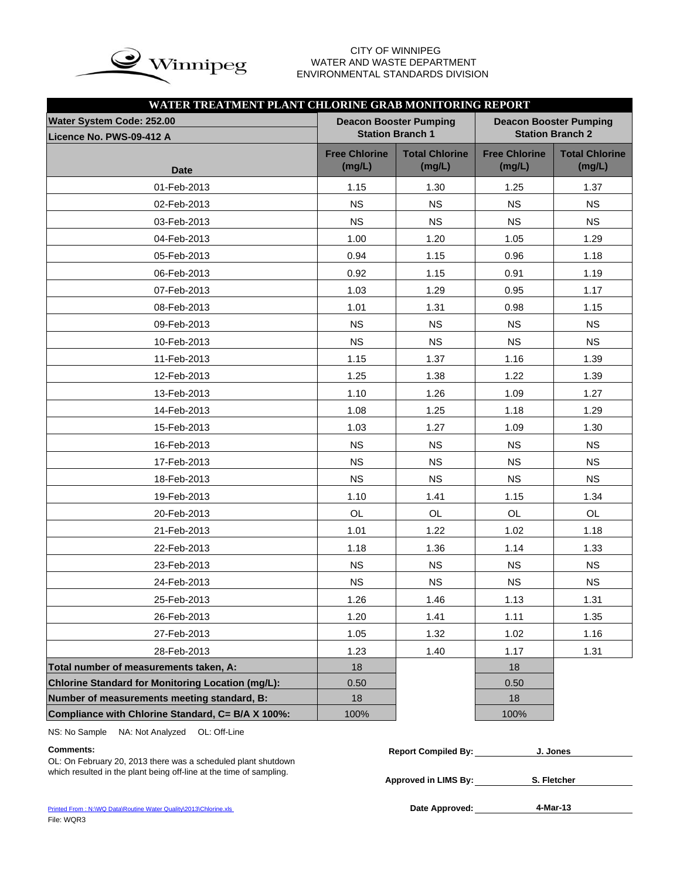CITY OF WINNIPEG
WATER AND WASTE DEPARTMENT
ENVIRONMENTAL STANDARDS DIVISION

## WATER TREATMENT PLANT CHLORINE GRAB MONITORING REPORT

| Water System Code: 252.00 / Licence No. PWS-09-412 A | Deacon Booster Pumping Station Branch 1 | | Deacon Booster Pumping Station Branch 2 | |
|---|---|---|---|---|
| Date | Free Chlorine (mg/L) | Total Chlorine (mg/L) | Free Chlorine (mg/L) | Total Chlorine (mg/L) |
| 01-Feb-2013 | 1.15 | 1.30 | 1.25 | 1.37 |
| 02-Feb-2013 | NS | NS | NS | NS |
| 03-Feb-2013 | NS | NS | NS | NS |
| 04-Feb-2013 | 1.00 | 1.20 | 1.05 | 1.29 |
| 05-Feb-2013 | 0.94 | 1.15 | 0.96 | 1.18 |
| 06-Feb-2013 | 0.92 | 1.15 | 0.91 | 1.19 |
| 07-Feb-2013 | 1.03 | 1.29 | 0.95 | 1.17 |
| 08-Feb-2013 | 1.01 | 1.31 | 0.98 | 1.15 |
| 09-Feb-2013 | NS | NS | NS | NS |
| 10-Feb-2013 | NS | NS | NS | NS |
| 11-Feb-2013 | 1.15 | 1.37 | 1.16 | 1.39 |
| 12-Feb-2013 | 1.25 | 1.38 | 1.22 | 1.39 |
| 13-Feb-2013 | 1.10 | 1.26 | 1.09 | 1.27 |
| 14-Feb-2013 | 1.08 | 1.25 | 1.18 | 1.29 |
| 15-Feb-2013 | 1.03 | 1.27 | 1.09 | 1.30 |
| 16-Feb-2013 | NS | NS | NS | NS |
| 17-Feb-2013 | NS | NS | NS | NS |
| 18-Feb-2013 | NS | NS | NS | NS |
| 19-Feb-2013 | 1.10 | 1.41 | 1.15 | 1.34 |
| 20-Feb-2013 | OL | OL | OL | OL |
| 21-Feb-2013 | 1.01 | 1.22 | 1.02 | 1.18 |
| 22-Feb-2013 | 1.18 | 1.36 | 1.14 | 1.33 |
| 23-Feb-2013 | NS | NS | NS | NS |
| 24-Feb-2013 | NS | NS | NS | NS |
| 25-Feb-2013 | 1.26 | 1.46 | 1.13 | 1.31 |
| 26-Feb-2013 | 1.20 | 1.41 | 1.11 | 1.35 |
| 27-Feb-2013 | 1.05 | 1.32 | 1.02 | 1.16 |
| 28-Feb-2013 | 1.23 | 1.40 | 1.17 | 1.31 |
| **Total number of measurements taken, A:** | 18 | | 18 | |
| **Chlorine Standard for Monitoring Location (mg/L):** | 0.50 | | 0.50 | |
| **Number of measurements meeting standard, B:** | 18 | | 18 | |
| **Compliance with Chlorine Standard, C= B/A X 100%:** | 100% | | 100% | |

NS: No Sample NA: Not Analyzed OL: Off-Line

**Comments:**
OL: On February 20, 2013 there was a scheduled plant shutdown which resulted in the plant being off-line at the time of sampling.

**Report Compiled By:** J. Jones

**Approved in LIMS By:** S. Fletcher

**Date Approved:** 4-Mar-13

Printed From : N:\WQ Data\Routine Water Quality\2013\Chlorine.xls
File: WQR3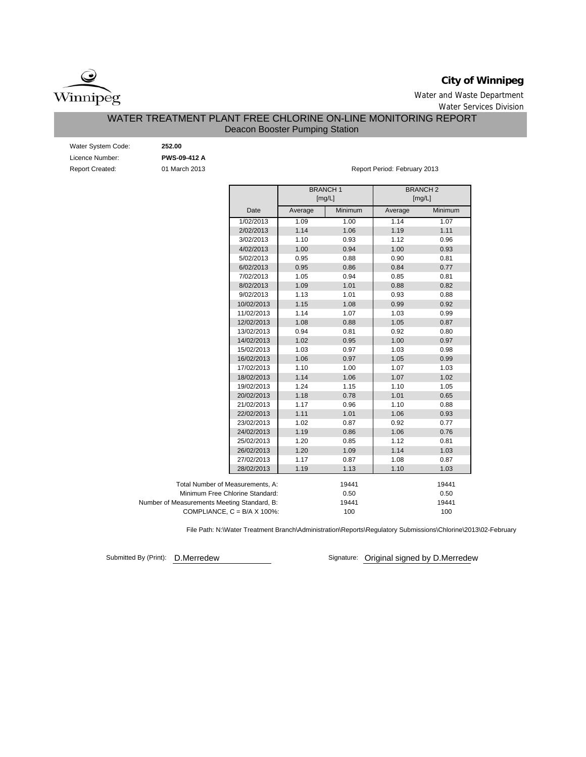**City of Winnipeg**

Water and Waste Department

Water Services Division

# WATER TREATMENT PLANT FREE CHLORINE ON-LINE MONITORING REPORT

## Deacon Booster Pumping Station

Water System Code: **252.00**

Licence Number: **PWS-09-412 A**

Report Created: 01 March 2013

Report Period: February 2013

| | BRANCH 1 [mg/L] | | BRANCH 2 [mg/L] | |
|---|---|---|---|---|
| Date | Average | Minimum | Average | Minimum |
| 1/02/2013 | 1.09 | 1.00 | 1.14 | 1.07 |
| 2/02/2013 | 1.14 | 1.06 | 1.19 | 1.11 |
| 3/02/2013 | 1.10 | 0.93 | 1.12 | 0.96 |
| 4/02/2013 | 1.00 | 0.94 | 1.00 | 0.93 |
| 5/02/2013 | 0.95 | 0.88 | 0.90 | 0.81 |
| 6/02/2013 | 0.95 | 0.86 | 0.84 | 0.77 |
| 7/02/2013 | 1.05 | 0.94 | 0.85 | 0.81 |
| 8/02/2013 | 1.09 | 1.01 | 0.88 | 0.82 |
| 9/02/2013 | 1.13 | 1.01 | 0.93 | 0.88 |
| 10/02/2013 | 1.15 | 1.08 | 0.99 | 0.92 |
| 11/02/2013 | 1.14 | 1.07 | 1.03 | 0.99 |
| 12/02/2013 | 1.08 | 0.88 | 1.05 | 0.87 |
| 13/02/2013 | 0.94 | 0.81 | 0.92 | 0.80 |
| 14/02/2013 | 1.02 | 0.95 | 1.00 | 0.97 |
| 15/02/2013 | 1.03 | 0.97 | 1.03 | 0.98 |
| 16/02/2013 | 1.06 | 0.97 | 1.05 | 0.99 |
| 17/02/2013 | 1.10 | 1.00 | 1.07 | 1.03 |
| 18/02/2013 | 1.14 | 1.06 | 1.07 | 1.02 |
| 19/02/2013 | 1.24 | 1.15 | 1.10 | 1.05 |
| 20/02/2013 | 1.18 | 0.78 | 1.01 | 0.65 |
| 21/02/2013 | 1.17 | 0.96 | 1.10 | 0.88 |
| 22/02/2013 | 1.11 | 1.01 | 1.06 | 0.93 |
| 23/02/2013 | 1.02 | 0.87 | 0.92 | 0.77 |
| 24/02/2013 | 1.19 | 0.86 | 1.06 | 0.76 |
| 25/02/2013 | 1.20 | 0.85 | 1.12 | 0.81 |
| 26/02/2013 | 1.20 | 1.09 | 1.14 | 1.03 |
| 27/02/2013 | 1.17 | 0.87 | 1.08 | 0.87 |
| 28/02/2013 | 1.19 | 1.13 | 1.10 | 1.03 |

| | Branch 1 | Branch 2 |
|---|---|---|
| Total Number of Measurements, A: | 19441 | 19441 |
| Minimum Free Chlorine Standard: | 0.50 | 0.50 |
| Number of Measurements Meeting Standard, B: | 19441 | 19441 |
| COMPLIANCE, C = B/A X 100%: | 100 | 100 |

File Path: N:\Water Treatment Branch\Administration\Reports\Regulatory Submissions\Chlorine\2013\02-February

Submitted By (Print): D.Merredew

Signature: Original signed by D.Merredew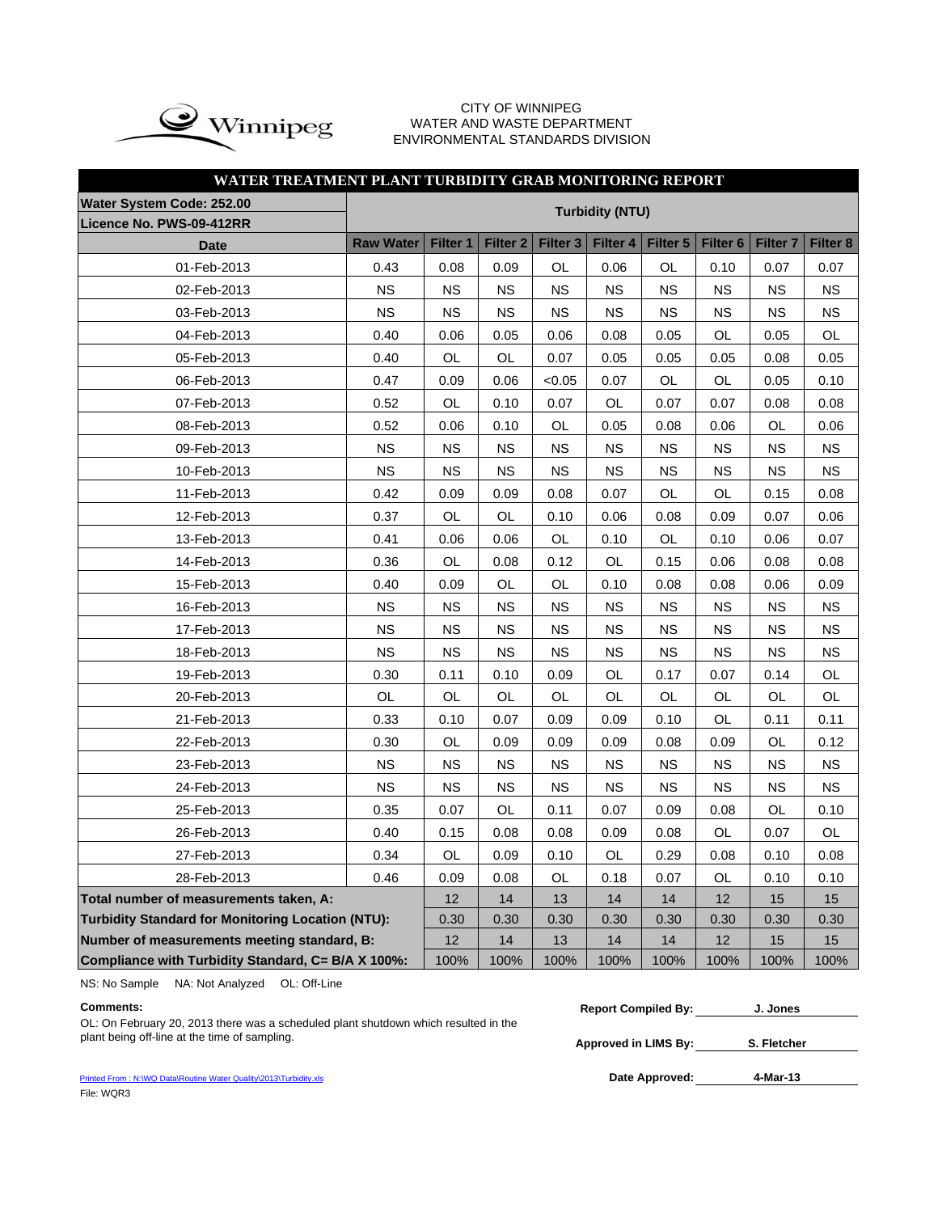CITY OF WINNIPEG
WATER AND WASTE DEPARTMENT
ENVIRONMENTAL STANDARDS DIVISION

## WATER TREATMENT PLANT TURBIDITY GRAB MONITORING REPORT

**Water System Code: 252.00**
**Licence No. PWS-09-412RR**

| Date | Turbidity (NTU) | | | | | | | | |
|---|---|---|---|---|---|---|---|---|---|
| | Raw Water | Filter 1 | Filter 2 | Filter 3 | Filter 4 | Filter 5 | Filter 6 | Filter 7 | Filter 8 |
| 01-Feb-2013 | 0.43 | 0.08 | 0.09 | OL | 0.06 | OL | 0.10 | 0.07 | 0.07 |
| 02-Feb-2013 | NS | NS | NS | NS | NS | NS | NS | NS | NS |
| 03-Feb-2013 | NS | NS | NS | NS | NS | NS | NS | NS | NS |
| 04-Feb-2013 | 0.40 | 0.06 | 0.05 | 0.06 | 0.08 | 0.05 | OL | 0.05 | OL |
| 05-Feb-2013 | 0.40 | OL | OL | 0.07 | 0.05 | 0.05 | 0.05 | 0.08 | 0.05 |
| 06-Feb-2013 | 0.47 | 0.09 | 0.06 | <0.05 | 0.07 | OL | OL | 0.05 | 0.10 |
| 07-Feb-2013 | 0.52 | OL | 0.10 | 0.07 | OL | 0.07 | 0.07 | 0.08 | 0.08 |
| 08-Feb-2013 | 0.52 | 0.06 | 0.10 | OL | 0.05 | 0.08 | 0.06 | OL | 0.06 |
| 09-Feb-2013 | NS | NS | NS | NS | NS | NS | NS | NS | NS |
| 10-Feb-2013 | NS | NS | NS | NS | NS | NS | NS | NS | NS |
| 11-Feb-2013 | 0.42 | 0.09 | 0.09 | 0.08 | 0.07 | OL | OL | 0.15 | 0.08 |
| 12-Feb-2013 | 0.37 | OL | OL | 0.10 | 0.06 | 0.08 | 0.09 | 0.07 | 0.06 |
| 13-Feb-2013 | 0.41 | 0.06 | 0.06 | OL | 0.10 | OL | 0.10 | 0.06 | 0.07 |
| 14-Feb-2013 | 0.36 | OL | 0.08 | 0.12 | OL | 0.15 | 0.06 | 0.08 | 0.08 |
| 15-Feb-2013 | 0.40 | 0.09 | OL | OL | 0.10 | 0.08 | 0.08 | 0.06 | 0.09 |
| 16-Feb-2013 | NS | NS | NS | NS | NS | NS | NS | NS | NS |
| 17-Feb-2013 | NS | NS | NS | NS | NS | NS | NS | NS | NS |
| 18-Feb-2013 | NS | NS | NS | NS | NS | NS | NS | NS | NS |
| 19-Feb-2013 | 0.30 | 0.11 | 0.10 | 0.09 | OL | 0.17 | 0.07 | 0.14 | OL |
| 20-Feb-2013 | OL | OL | OL | OL | OL | OL | OL | OL | OL |
| 21-Feb-2013 | 0.33 | 0.10 | 0.07 | 0.09 | 0.09 | 0.10 | OL | 0.11 | 0.11 |
| 22-Feb-2013 | 0.30 | OL | 0.09 | 0.09 | 0.09 | 0.08 | 0.09 | OL | 0.12 |
| 23-Feb-2013 | NS | NS | NS | NS | NS | NS | NS | NS | NS |
| 24-Feb-2013 | NS | NS | NS | NS | NS | NS | NS | NS | NS |
| 25-Feb-2013 | 0.35 | 0.07 | OL | 0.11 | 0.07 | 0.09 | 0.08 | OL | 0.10 |
| 26-Feb-2013 | 0.40 | 0.15 | 0.08 | 0.08 | 0.09 | 0.08 | OL | 0.07 | OL |
| 27-Feb-2013 | 0.34 | OL | 0.09 | 0.10 | OL | 0.29 | 0.08 | 0.10 | 0.08 |
| 28-Feb-2013 | 0.46 | 0.09 | 0.08 | OL | 0.18 | 0.07 | OL | 0.10 | 0.10 |
| **Total number of measurements taken, A:** | | 12 | 14 | 13 | 14 | 14 | 12 | 15 | 15 |
| **Turbidity Standard for Monitoring Location (NTU):** | | 0.30 | 0.30 | 0.30 | 0.30 | 0.30 | 0.30 | 0.30 | 0.30 |
| **Number of measurements meeting standard, B:** | | 12 | 14 | 13 | 14 | 14 | 12 | 15 | 15 |
| **Compliance with Turbidity Standard, C= B/A X 100%:** | | 100% | 100% | 100% | 100% | 100% | 100% | 100% | 100% |

NS: No Sample NA: Not Analyzed OL: Off-Line

**Comments:**
OL: On February 20, 2013 there was a scheduled plant shutdown which resulted in the plant being off-line at the time of sampling.

**Report Compiled By:** J. Jones

**Approved in LIMS By:** S. Fletcher

**Date Approved:** 4-Mar-13

Printed From : N:\WQ Data\Routine Water Quality\2013\Turbidity.xls
File: WQR3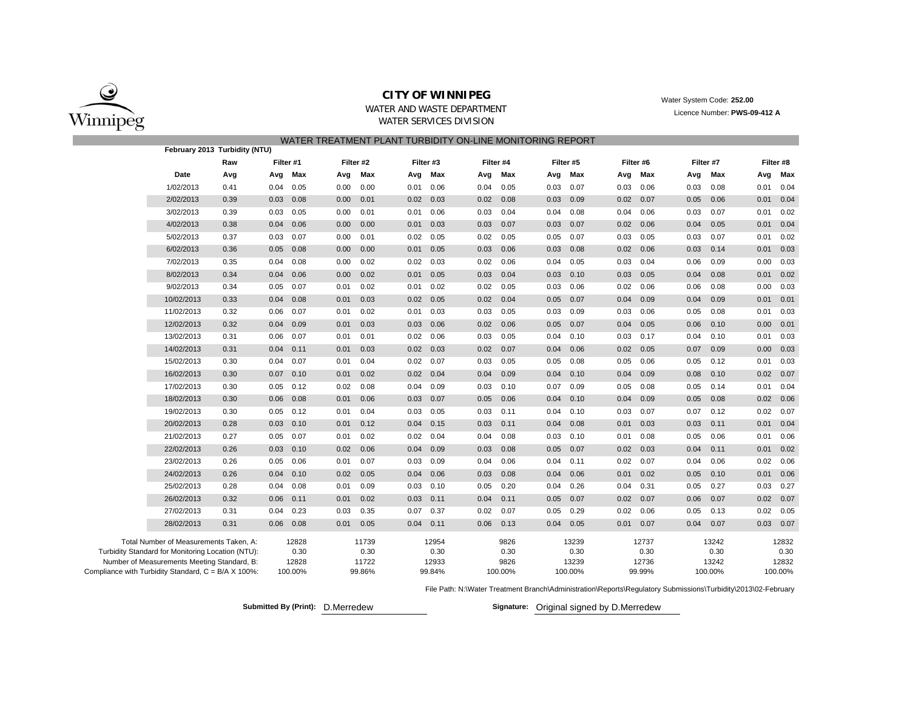# CITY OF WINNIPEG

WATER AND WASTE DEPARTMENT
WATER SERVICES DIVISION

Water System Code: **252.00**
Licence Number: **PWS-09-412 A**

## WATER TREATMENT PLANT TURBIDITY ON-LINE MONITORING REPORT

**February 2013 Turbidity (NTU)**

| | Raw | Filter #1 | | Filter #2 | | Filter #3 | | Filter #4 | | Filter #5 | | Filter #6 | | Filter #7 | | Filter #8 | |
|---|---|---|---|---|---|---|---|---|---|---|---|---|---|---|---|---|---|
| **Date** | **Avg** | **Avg** | **Max** | **Avg** | **Max** | **Avg** | **Max** | **Avg** | **Max** | **Avg** | **Max** | **Avg** | **Max** | **Avg** | **Max** | **Avg** | **Max** |
| 1/02/2013 | 0.41 | 0.04 | 0.05 | 0.00 | 0.00 | 0.01 | 0.06 | 0.04 | 0.05 | 0.03 | 0.07 | 0.03 | 0.06 | 0.03 | 0.08 | 0.01 | 0.04 |
| 2/02/2013 | 0.39 | 0.03 | 0.08 | 0.00 | 0.01 | 0.02 | 0.03 | 0.02 | 0.08 | 0.03 | 0.09 | 0.02 | 0.07 | 0.05 | 0.06 | 0.01 | 0.04 |
| 3/02/2013 | 0.39 | 0.03 | 0.05 | 0.00 | 0.01 | 0.01 | 0.06 | 0.03 | 0.04 | 0.04 | 0.08 | 0.04 | 0.06 | 0.03 | 0.07 | 0.01 | 0.02 |
| 4/02/2013 | 0.38 | 0.04 | 0.06 | 0.00 | 0.00 | 0.01 | 0.03 | 0.03 | 0.07 | 0.03 | 0.07 | 0.02 | 0.06 | 0.04 | 0.05 | 0.01 | 0.04 |
| 5/02/2013 | 0.37 | 0.03 | 0.07 | 0.00 | 0.01 | 0.02 | 0.05 | 0.02 | 0.05 | 0.05 | 0.07 | 0.03 | 0.05 | 0.03 | 0.07 | 0.01 | 0.02 |
| 6/02/2013 | 0.36 | 0.05 | 0.08 | 0.00 | 0.00 | 0.01 | 0.05 | 0.03 | 0.06 | 0.03 | 0.08 | 0.02 | 0.06 | 0.03 | 0.14 | 0.01 | 0.03 |
| 7/02/2013 | 0.35 | 0.04 | 0.08 | 0.00 | 0.02 | 0.02 | 0.03 | 0.02 | 0.06 | 0.04 | 0.05 | 0.03 | 0.04 | 0.06 | 0.09 | 0.00 | 0.03 |
| 8/02/2013 | 0.34 | 0.04 | 0.06 | 0.00 | 0.02 | 0.01 | 0.05 | 0.03 | 0.04 | 0.03 | 0.10 | 0.03 | 0.05 | 0.04 | 0.08 | 0.01 | 0.02 |
| 9/02/2013 | 0.34 | 0.05 | 0.07 | 0.01 | 0.02 | 0.01 | 0.02 | 0.02 | 0.05 | 0.03 | 0.06 | 0.02 | 0.06 | 0.06 | 0.08 | 0.00 | 0.03 |
| 10/02/2013 | 0.33 | 0.04 | 0.08 | 0.01 | 0.03 | 0.02 | 0.05 | 0.02 | 0.04 | 0.05 | 0.07 | 0.04 | 0.09 | 0.04 | 0.09 | 0.01 | 0.01 |
| 11/02/2013 | 0.32 | 0.06 | 0.07 | 0.01 | 0.02 | 0.01 | 0.03 | 0.03 | 0.05 | 0.03 | 0.09 | 0.03 | 0.06 | 0.05 | 0.08 | 0.01 | 0.03 |
| 12/02/2013 | 0.32 | 0.04 | 0.09 | 0.01 | 0.03 | 0.03 | 0.06 | 0.02 | 0.06 | 0.05 | 0.07 | 0.04 | 0.05 | 0.06 | 0.10 | 0.00 | 0.01 |
| 13/02/2013 | 0.31 | 0.06 | 0.07 | 0.01 | 0.01 | 0.02 | 0.06 | 0.03 | 0.05 | 0.04 | 0.10 | 0.03 | 0.17 | 0.04 | 0.10 | 0.01 | 0.03 |
| 14/02/2013 | 0.31 | 0.04 | 0.11 | 0.01 | 0.03 | 0.02 | 0.03 | 0.02 | 0.07 | 0.04 | 0.06 | 0.02 | 0.05 | 0.07 | 0.09 | 0.00 | 0.03 |
| 15/02/2013 | 0.30 | 0.04 | 0.07 | 0.01 | 0.04 | 0.02 | 0.07 | 0.03 | 0.05 | 0.05 | 0.08 | 0.05 | 0.06 | 0.05 | 0.12 | 0.01 | 0.03 |
| 16/02/2013 | 0.30 | 0.07 | 0.10 | 0.01 | 0.02 | 0.02 | 0.04 | 0.04 | 0.09 | 0.04 | 0.10 | 0.04 | 0.09 | 0.08 | 0.10 | 0.02 | 0.07 |
| 17/02/2013 | 0.30 | 0.05 | 0.12 | 0.02 | 0.08 | 0.04 | 0.09 | 0.03 | 0.10 | 0.07 | 0.09 | 0.05 | 0.08 | 0.05 | 0.14 | 0.01 | 0.04 |
| 18/02/2013 | 0.30 | 0.06 | 0.08 | 0.01 | 0.06 | 0.03 | 0.07 | 0.05 | 0.06 | 0.04 | 0.10 | 0.04 | 0.09 | 0.05 | 0.08 | 0.02 | 0.06 |
| 19/02/2013 | 0.30 | 0.05 | 0.12 | 0.01 | 0.04 | 0.03 | 0.05 | 0.03 | 0.11 | 0.04 | 0.10 | 0.03 | 0.07 | 0.07 | 0.12 | 0.02 | 0.07 |
| 20/02/2013 | 0.28 | 0.03 | 0.10 | 0.01 | 0.12 | 0.04 | 0.15 | 0.03 | 0.11 | 0.04 | 0.08 | 0.01 | 0.03 | 0.03 | 0.11 | 0.01 | 0.04 |
| 21/02/2013 | 0.27 | 0.05 | 0.07 | 0.01 | 0.02 | 0.02 | 0.04 | 0.04 | 0.08 | 0.03 | 0.10 | 0.01 | 0.08 | 0.05 | 0.06 | 0.01 | 0.06 |
| 22/02/2013 | 0.26 | 0.03 | 0.10 | 0.02 | 0.06 | 0.04 | 0.09 | 0.03 | 0.08 | 0.05 | 0.07 | 0.02 | 0.03 | 0.04 | 0.11 | 0.01 | 0.02 |
| 23/02/2013 | 0.26 | 0.05 | 0.06 | 0.01 | 0.07 | 0.03 | 0.09 | 0.04 | 0.06 | 0.04 | 0.11 | 0.02 | 0.07 | 0.04 | 0.06 | 0.02 | 0.06 |
| 24/02/2013 | 0.26 | 0.04 | 0.10 | 0.02 | 0.05 | 0.04 | 0.06 | 0.03 | 0.08 | 0.04 | 0.06 | 0.01 | 0.02 | 0.05 | 0.10 | 0.01 | 0.06 |
| 25/02/2013 | 0.28 | 0.04 | 0.08 | 0.01 | 0.09 | 0.03 | 0.10 | 0.05 | 0.20 | 0.04 | 0.26 | 0.04 | 0.31 | 0.05 | 0.27 | 0.03 | 0.27 |
| 26/02/2013 | 0.32 | 0.06 | 0.11 | 0.01 | 0.02 | 0.03 | 0.11 | 0.04 | 0.11 | 0.05 | 0.07 | 0.02 | 0.07 | 0.06 | 0.07 | 0.02 | 0.07 |
| 27/02/2013 | 0.31 | 0.04 | 0.23 | 0.03 | 0.35 | 0.07 | 0.37 | 0.02 | 0.07 | 0.05 | 0.29 | 0.02 | 0.06 | 0.05 | 0.13 | 0.02 | 0.05 |
| 28/02/2013 | 0.31 | 0.06 | 0.08 | 0.01 | 0.05 | 0.04 | 0.11 | 0.06 | 0.13 | 0.04 | 0.05 | 0.01 | 0.07 | 0.04 | 0.07 | 0.03 | 0.07 |

| | Filter #1 | Filter #2 | Filter #3 | Filter #4 | Filter #5 | Filter #6 | Filter #7 | Filter #8 |
|---|---|---|---|---|---|---|---|---|
| Total Number of Measurements Taken, A: | 12828 | 11739 | 12954 | 9826 | 13239 | 12737 | 13242 | 12832 |
| Turbidity Standard for Monitoring Location (NTU): | 0.30 | 0.30 | 0.30 | 0.30 | 0.30 | 0.30 | 0.30 | 0.30 |
| Number of Measurements Meeting Standard, B: | 12828 | 11722 | 12933 | 9826 | 13239 | 12736 | 13242 | 12832 |
| Compliance with Turbidity Standard, C = B/A X 100%: | 100.00% | 99.86% | 99.84% | 100.00% | 100.00% | 99.99% | 100.00% | 100.00% |

File Path: N:\Water Treatment Branch\Administration\Reports\Regulatory Submissions\Turbidity\2013\02-February

**Submitted By (Print):** D.Merredew

**Signature:** Original signed by D.Merredew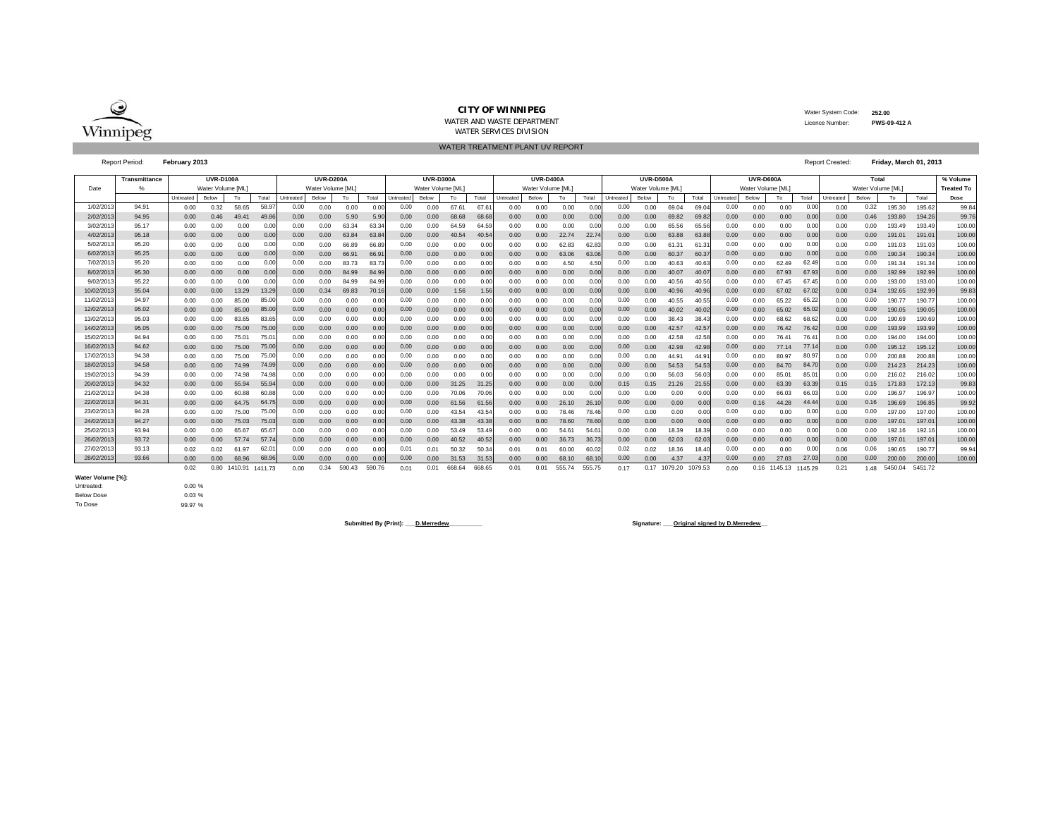**CITY OF WINNIPEG**

WATER AND WASTE DEPARTMENT

WATER SERVICES DIVISION

Water System Code: **252.00**

Licence Number: **PWS-09-412 A**

WATER TREATMENT PLANT UV REPORT

Report Period: **February 2013**

Report Created: **Friday, March 01, 2013**

| Date | Transmittance % | UVR-D100A Water Volume [ML] | | | | UVR-D200A Water Volume [ML] | | | | UVR-D300A Water Volume [ML] | | | | UVR-D400A Water Volume [ML] | | | | UVR-D500A Water Volume [ML] | | | | UVR-D600A Water Volume [ML] | | | | Total Water Volume [ML] | | | | % Volume Treated To Dose |
|---|---|---|---|---|---|---|---|---|---|---|---|---|---|---|---|---|---|---|---|---|---|---|---|---|---|---|---|---|---|---|
| | | Untreated | Below | To | Total | Untreated | Below | To | Total | Untreated | Below | To | Total | Untreated | Below | To | Total | Untreated | Below | To | Total | Untreated | Below | To | Total | Untreated | Below | To | Total | |
| 1/02/2013 | 94.91 | 0.00 | 0.32 | 58.65 | 58.97 | 0.00 | 0.00 | 0.00 | 0.00 | 0.00 | 0.00 | 67.61 | 67.61 | 0.00 | 0.00 | 0.00 | 0.00 | 0.00 | 0.00 | 69.04 | 69.04 | 0.00 | 0.00 | 0.00 | 0.00 | 0.00 | 0.32 | 195.30 | 195.62 | 99.84 |
| 2/02/2013 | 94.95 | 0.00 | 0.46 | 49.41 | 49.86 | 0.00 | 0.00 | 5.90 | 5.90 | 0.00 | 0.00 | 68.68 | 68.68 | 0.00 | 0.00 | 0.00 | 0.00 | 0.00 | 0.00 | 69.82 | 69.82 | 0.00 | 0.00 | 0.00 | 0.00 | 0.00 | 0.46 | 193.80 | 194.26 | 99.76 |
| 3/02/2013 | 95.17 | 0.00 | 0.00 | 0.00 | 0.00 | 0.00 | 0.00 | 63.34 | 63.34 | 0.00 | 0.00 | 64.59 | 64.59 | 0.00 | 0.00 | 0.00 | 0.00 | 0.00 | 0.00 | 65.56 | 65.56 | 0.00 | 0.00 | 0.00 | 0.00 | 0.00 | 0.00 | 193.49 | 193.49 | 100.00 |
| 4/02/2013 | 95.18 | 0.00 | 0.00 | 0.00 | 0.00 | 0.00 | 0.00 | 63.84 | 63.84 | 0.00 | 0.00 | 40.54 | 40.54 | 0.00 | 0.00 | 22.74 | 22.74 | 0.00 | 0.00 | 63.88 | 63.88 | 0.00 | 0.00 | 0.00 | 0.00 | 0.00 | 0.00 | 191.01 | 191.01 | 100.00 |
| 5/02/2013 | 95.20 | 0.00 | 0.00 | 0.00 | 0.00 | 0.00 | 0.00 | 66.89 | 66.89 | 0.00 | 0.00 | 0.00 | 0.00 | 0.00 | 0.00 | 62.83 | 62.83 | 0.00 | 0.00 | 61.31 | 61.31 | 0.00 | 0.00 | 0.00 | 0.00 | 0.00 | 0.00 | 191.03 | 191.03 | 100.00 |
| 6/02/2013 | 95.25 | 0.00 | 0.00 | 0.00 | 0.00 | 0.00 | 0.00 | 66.91 | 66.91 | 0.00 | 0.00 | 0.00 | 0.00 | 0.00 | 0.00 | 63.06 | 63.06 | 0.00 | 0.00 | 60.37 | 60.37 | 0.00 | 0.00 | 0.00 | 0.00 | 0.00 | 0.00 | 190.34 | 190.34 | 100.00 |
| 7/02/2013 | 95.20 | 0.00 | 0.00 | 0.00 | 0.00 | 0.00 | 0.00 | 83.73 | 83.73 | 0.00 | 0.00 | 0.00 | 0.00 | 0.00 | 0.00 | 4.50 | 4.50 | 0.00 | 0.00 | 40.63 | 40.63 | 0.00 | 0.00 | 62.49 | 62.49 | 0.00 | 0.00 | 191.34 | 191.34 | 100.00 |
| 8/02/2013 | 95.30 | 0.00 | 0.00 | 0.00 | 0.00 | 0.00 | 0.00 | 84.99 | 84.99 | 0.00 | 0.00 | 0.00 | 0.00 | 0.00 | 0.00 | 0.00 | 0.00 | 0.00 | 0.00 | 40.07 | 40.07 | 0.00 | 0.00 | 67.93 | 67.93 | 0.00 | 0.00 | 192.99 | 192.99 | 100.00 |
| 9/02/2013 | 95.22 | 0.00 | 0.00 | 0.00 | 0.00 | 0.00 | 0.00 | 84.99 | 84.99 | 0.00 | 0.00 | 0.00 | 0.00 | 0.00 | 0.00 | 0.00 | 0.00 | 0.00 | 0.00 | 40.56 | 40.56 | 0.00 | 0.00 | 67.45 | 67.45 | 0.00 | 0.00 | 193.00 | 193.00 | 100.00 |
| 10/02/2013 | 95.04 | 0.00 | 0.00 | 13.29 | 13.29 | 0.00 | 0.34 | 69.83 | 70.16 | 0.00 | 0.00 | 1.56 | 1.56 | 0.00 | 0.00 | 0.00 | 0.00 | 0.00 | 0.00 | 40.96 | 40.96 | 0.00 | 0.00 | 67.02 | 67.02 | 0.00 | 0.34 | 192.65 | 192.99 | 99.83 |
| 11/02/2013 | 94.97 | 0.00 | 0.00 | 85.00 | 85.00 | 0.00 | 0.00 | 0.00 | 0.00 | 0.00 | 0.00 | 0.00 | 0.00 | 0.00 | 0.00 | 0.00 | 0.00 | 0.00 | 0.00 | 40.55 | 40.55 | 0.00 | 0.00 | 65.22 | 65.22 | 0.00 | 0.00 | 190.77 | 190.77 | 100.00 |
| 12/02/2013 | 95.02 | 0.00 | 0.00 | 85.00 | 85.00 | 0.00 | 0.00 | 0.00 | 0.00 | 0.00 | 0.00 | 0.00 | 0.00 | 0.00 | 0.00 | 0.00 | 0.00 | 0.00 | 0.00 | 40.02 | 40.02 | 0.00 | 0.00 | 65.02 | 65.02 | 0.00 | 0.00 | 190.05 | 190.05 | 100.00 |
| 13/02/2013 | 95.03 | 0.00 | 0.00 | 83.65 | 83.65 | 0.00 | 0.00 | 0.00 | 0.00 | 0.00 | 0.00 | 0.00 | 0.00 | 0.00 | 0.00 | 0.00 | 0.00 | 0.00 | 0.00 | 38.43 | 38.43 | 0.00 | 0.00 | 68.62 | 68.62 | 0.00 | 0.00 | 190.69 | 190.69 | 100.00 |
| 14/02/2013 | 95.05 | 0.00 | 0.00 | 75.00 | 75.00 | 0.00 | 0.00 | 0.00 | 0.00 | 0.00 | 0.00 | 0.00 | 0.00 | 0.00 | 0.00 | 0.00 | 0.00 | 0.00 | 0.00 | 42.57 | 42.57 | 0.00 | 0.00 | 76.42 | 76.42 | 0.00 | 0.00 | 193.99 | 193.99 | 100.00 |
| 15/02/2013 | 94.94 | 0.00 | 0.00 | 75.01 | 75.01 | 0.00 | 0.00 | 0.00 | 0.00 | 0.00 | 0.00 | 0.00 | 0.00 | 0.00 | 0.00 | 0.00 | 0.00 | 0.00 | 0.00 | 42.58 | 42.58 | 0.00 | 0.00 | 76.41 | 76.41 | 0.00 | 0.00 | 194.00 | 194.00 | 100.00 |
| 16/02/2013 | 94.62 | 0.00 | 0.00 | 75.00 | 75.00 | 0.00 | 0.00 | 0.00 | 0.00 | 0.00 | 0.00 | 0.00 | 0.00 | 0.00 | 0.00 | 0.00 | 0.00 | 0.00 | 0.00 | 42.98 | 42.98 | 0.00 | 0.00 | 77.14 | 77.14 | 0.00 | 0.00 | 195.12 | 195.12 | 100.00 |
| 17/02/2013 | 94.38 | 0.00 | 0.00 | 75.00 | 75.00 | 0.00 | 0.00 | 0.00 | 0.00 | 0.00 | 0.00 | 0.00 | 0.00 | 0.00 | 0.00 | 0.00 | 0.00 | 0.00 | 0.00 | 44.91 | 44.91 | 0.00 | 0.00 | 80.97 | 80.97 | 0.00 | 0.00 | 200.88 | 200.88 | 100.00 |
| 18/02/2013 | 94.58 | 0.00 | 0.00 | 74.99 | 74.99 | 0.00 | 0.00 | 0.00 | 0.00 | 0.00 | 0.00 | 0.00 | 0.00 | 0.00 | 0.00 | 0.00 | 0.00 | 0.00 | 0.00 | 54.53 | 54.53 | 0.00 | 0.00 | 84.70 | 84.70 | 0.00 | 0.00 | 214.23 | 214.23 | 100.00 |
| 19/02/2013 | 94.39 | 0.00 | 0.00 | 74.98 | 74.98 | 0.00 | 0.00 | 0.00 | 0.00 | 0.00 | 0.00 | 0.00 | 0.00 | 0.00 | 0.00 | 0.00 | 0.00 | 0.00 | 0.00 | 56.03 | 56.03 | 0.00 | 0.00 | 85.01 | 85.01 | 0.00 | 0.00 | 216.02 | 216.02 | 100.00 |
| 20/02/2013 | 94.32 | 0.00 | 0.00 | 55.94 | 55.94 | 0.00 | 0.00 | 0.00 | 0.00 | 0.00 | 0.00 | 31.25 | 31.25 | 0.00 | 0.00 | 0.00 | 0.00 | 0.15 | 0.15 | 21.26 | 21.55 | 0.00 | 0.00 | 63.39 | 63.39 | 0.15 | 0.15 | 171.83 | 172.13 | 99.83 |
| 21/02/2013 | 94.38 | 0.00 | 0.00 | 60.88 | 60.88 | 0.00 | 0.00 | 0.00 | 0.00 | 0.00 | 0.00 | 70.06 | 70.06 | 0.00 | 0.00 | 0.00 | 0.00 | 0.00 | 0.00 | 0.00 | 0.00 | 0.00 | 0.00 | 66.03 | 66.03 | 0.00 | 0.00 | 196.97 | 196.97 | 100.00 |
| 22/02/2013 | 94.31 | 0.00 | 0.00 | 64.75 | 64.75 | 0.00 | 0.00 | 0.00 | 0.00 | 0.00 | 0.00 | 61.56 | 61.56 | 0.00 | 0.00 | 26.10 | 26.10 | 0.00 | 0.00 | 0.00 | 0.00 | 0.00 | 0.16 | 44.28 | 44.44 | 0.00 | 0.16 | 196.69 | 196.85 | 99.92 |
| 23/02/2013 | 94.28 | 0.00 | 0.00 | 75.00 | 75.00 | 0.00 | 0.00 | 0.00 | 0.00 | 0.00 | 0.00 | 43.54 | 43.54 | 0.00 | 0.00 | 78.46 | 78.46 | 0.00 | 0.00 | 0.00 | 0.00 | 0.00 | 0.00 | 0.00 | 0.00 | 0.00 | 0.00 | 197.00 | 197.00 | 100.00 |
| 24/02/2013 | 94.27 | 0.00 | 0.00 | 75.03 | 75.03 | 0.00 | 0.00 | 0.00 | 0.00 | 0.00 | 0.00 | 43.38 | 43.38 | 0.00 | 0.00 | 78.60 | 78.60 | 0.00 | 0.00 | 0.00 | 0.00 | 0.00 | 0.00 | 0.00 | 0.00 | 0.00 | 0.00 | 197.01 | 197.01 | 100.00 |
| 25/02/2013 | 93.94 | 0.00 | 0.00 | 65.67 | 65.67 | 0.00 | 0.00 | 0.00 | 0.00 | 0.00 | 0.00 | 53.49 | 53.49 | 0.00 | 0.00 | 54.61 | 54.61 | 0.00 | 0.00 | 18.39 | 18.39 | 0.00 | 0.00 | 0.00 | 0.00 | 0.00 | 0.00 | 192.16 | 192.16 | 100.00 |
| 26/02/2013 | 93.72 | 0.00 | 0.00 | 57.74 | 57.74 | 0.00 | 0.00 | 0.00 | 0.00 | 0.00 | 0.00 | 40.52 | 40.52 | 0.00 | 0.00 | 36.73 | 36.73 | 0.00 | 0.00 | 62.03 | 62.03 | 0.00 | 0.00 | 0.00 | 0.00 | 0.00 | 0.00 | 197.01 | 197.01 | 100.00 |
| 27/02/2013 | 93.13 | 0.02 | 0.02 | 61.97 | 62.01 | 0.00 | 0.00 | 0.00 | 0.00 | 0.01 | 0.01 | 50.32 | 50.34 | 0.01 | 0.01 | 60.00 | 60.02 | 0.02 | 0.02 | 18.36 | 18.40 | 0.00 | 0.00 | 0.00 | 0.00 | 0.06 | 0.06 | 190.65 | 190.77 | 99.94 |
| 28/02/2013 | 93.66 | 0.00 | 0.00 | 68.96 | 68.96 | 0.00 | 0.00 | 0.00 | 0.00 | 0.00 | 0.00 | 31.53 | 31.53 | 0.00 | 0.00 | 68.10 | 68.10 | 0.00 | 0.00 | 4.37 | 4.37 | 0.00 | 0.00 | 27.03 | 27.03 | 0.00 | 0.00 | 200.00 | 200.00 | 100.00 |
| | | 0.02 | 0.80 | 1410.91 | 1411.73 | 0.00 | 0.34 | 590.43 | 590.76 | 0.01 | 0.01 | 668.64 | 668.65 | 0.01 | 0.01 | 555.74 | 555.75 | 0.17 | 0.17 | 1079.20 | 1079.53 | 0.00 | 0.16 | 1145.13 | 1145.29 | 0.21 | 1.48 | 5450.04 | 5451.72 | |

**Water Volume [%]:**

| | |
|---|---|
| Untreated: | 0.00 % |
| Below Dose | 0.03 % |
| To Dose | 99.97 % |

**Submitted By (Print): ___D.Merredew_________**

**Signature: ___Original signed by D.Merredew__**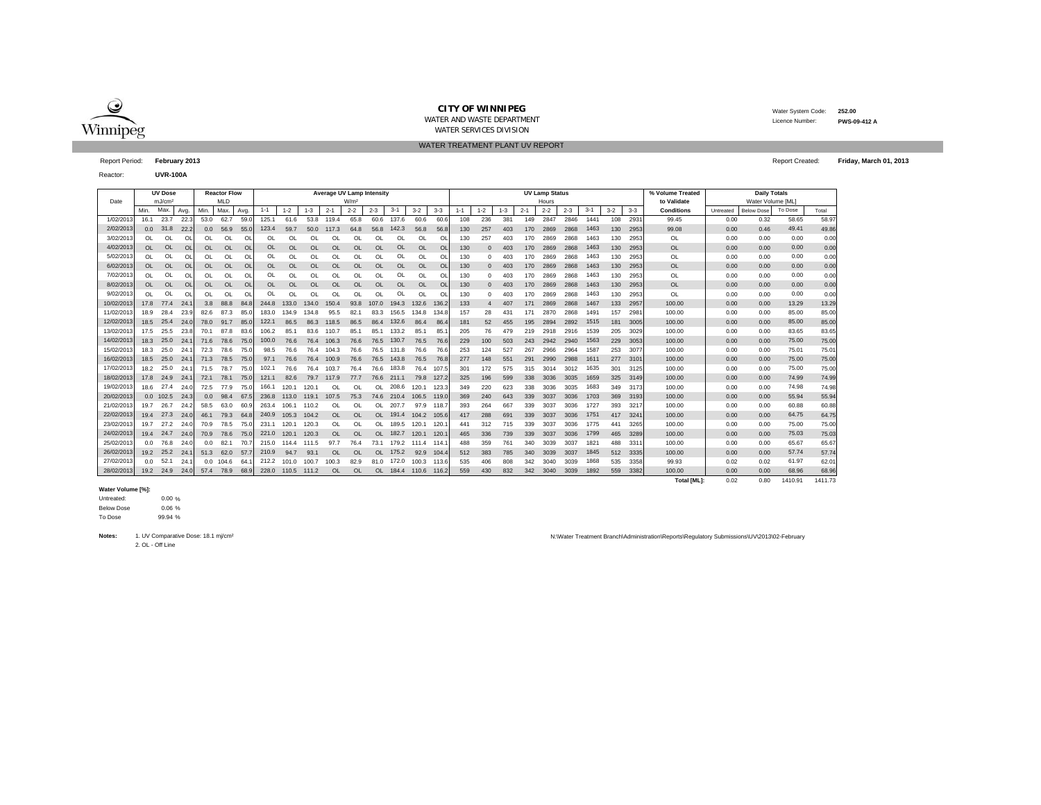**CITY OF WINNIPEG**
WATER AND WASTE DEPARTMENT
WATER SERVICES DIVISION

Water System Code: **252.00**
Licence Number: **PWS-09-412 A**

WATER TREATMENT PLANT UV REPORT

Report Period: **February 2013**

Report Created: **Friday, March 01, 2013**

Reactor: **UVR-100A**

| Date | UV Dose mJ/cm² | | | Reactor Flow MLD | | | Average UV Lamp Intensity W/m² | | | | | | | | | UV Lamp Status Hours | | | | | | | | | % Volume Treated to Validate | Daily Totals Water Volume [ML] | | | |
|---|---|---|---|---|---|---|---|---|---|---|---|---|---|---|---|---|---|---|---|---|---|---|---|---|---|---|---|---|---|
| | Min. | Max. | Avg. | Min. | Max. | Avg. | 1-1 | 1-2 | 1-3 | 2-1 | 2-2 | 2-3 | 3-1 | 3-2 | 3-3 | 1-1 | 1-2 | 1-3 | 2-1 | 2-2 | 2-3 | 3-1 | 3-2 | 3-3 | Conditions | Untreated | Below Dose | To Dose | Total |
| 1/02/2013 | 16.1 | 23.7 | 22.3 | 53.0 | 62.7 | 59.0 | 125.1 | 61.6 | 53.8 | 119.4 | 65.8 | 60.6 | 137.6 | 60.6 | 60.6 | 108 | 236 | 381 | 149 | 2847 | 2846 | 1441 | 108 | 2931 | 99.45 | 0.00 | 0.32 | 58.65 | 58.97 |
| 2/02/2013 | 0.0 | 31.8 | 22.2 | 0.0 | 56.9 | 55.0 | 123.4 | 59.7 | 50.0 | 117.3 | 64.8 | 56.8 | 142.3 | 56.8 | 56.8 | 130 | 257 | 403 | 170 | 2869 | 2868 | 1463 | 130 | 2953 | 99.08 | 0.00 | 0.46 | 49.41 | 49.86 |
| 3/02/2013 | OL | OL | OL | OL | OL | OL | OL | OL | OL | OL | OL | OL | OL | OL | OL | 130 | 257 | 403 | 170 | 2869 | 2868 | 1463 | 130 | 2953 | OL | 0.00 | 0.00 | 0.00 | 0.00 |
| 4/02/2013 | OL | OL | OL | OL | OL | OL | OL | OL | OL | OL | OL | OL | OL | OL | OL | 130 | 0 | 403 | 170 | 2869 | 2868 | 1463 | 130 | 2953 | OL | 0.00 | 0.00 | 0.00 | 0.00 |
| 5/02/2013 | OL | OL | OL | OL | OL | OL | OL | OL | OL | OL | OL | OL | OL | OL | OL | 130 | 0 | 403 | 170 | 2869 | 2868 | 1463 | 130 | 2953 | OL | 0.00 | 0.00 | 0.00 | 0.00 |
| 6/02/2013 | OL | OL | OL | OL | OL | OL | OL | OL | OL | OL | OL | OL | OL | OL | OL | 130 | 0 | 403 | 170 | 2869 | 2868 | 1463 | 130 | 2953 | OL | 0.00 | 0.00 | 0.00 | 0.00 |
| 7/02/2013 | OL | OL | OL | OL | OL | OL | OL | OL | OL | OL | OL | OL | OL | OL | OL | 130 | 0 | 403 | 170 | 2869 | 2868 | 1463 | 130 | 2953 | OL | 0.00 | 0.00 | 0.00 | 0.00 |
| 8/02/2013 | OL | OL | OL | OL | OL | OL | OL | OL | OL | OL | OL | OL | OL | OL | OL | 130 | 0 | 403 | 170 | 2869 | 2868 | 1463 | 130 | 2953 | OL | 0.00 | 0.00 | 0.00 | 0.00 |
| 9/02/2013 | OL | OL | OL | OL | OL | OL | OL | OL | OL | OL | OL | OL | OL | OL | OL | 130 | 0 | 403 | 170 | 2869 | 2868 | 1463 | 130 | 2953 | OL | 0.00 | 0.00 | 0.00 | 0.00 |
| 10/02/2013 | 17.8 | 77.4 | 24.1 | 3.8 | 88.8 | 84.8 | 244.8 | 133.0 | 134.0 | 150.4 | 93.8 | 107.0 | 194.3 | 132.6 | 136.2 | 133 | 4 | 407 | 171 | 2869 | 2868 | 1467 | 133 | 2957 | 100.00 | 0.00 | 0.00 | 13.29 | 13.29 |
| 11/02/2013 | 18.9 | 28.4 | 23.9 | 82.6 | 87.3 | 85.0 | 183.0 | 134.9 | 134.8 | 95.5 | 82.1 | 83.3 | 156.5 | 134.8 | 134.8 | 157 | 28 | 431 | 171 | 2870 | 2868 | 1491 | 157 | 2981 | 100.00 | 0.00 | 0.00 | 85.00 | 85.00 |
| 12/02/2013 | 18.5 | 25.4 | 24.0 | 78.0 | 91.7 | 85.0 | 122.1 | 86.5 | 86.3 | 118.5 | 86.5 | 86.4 | 132.6 | 86.4 | 86.4 | 181 | 52 | 455 | 195 | 2894 | 2892 | 1515 | 181 | 3005 | 100.00 | 0.00 | 0.00 | 85.00 | 85.00 |
| 13/02/2013 | 17.5 | 25.5 | 23.8 | 70.1 | 87.8 | 83.6 | 106.2 | 85.1 | 83.6 | 110.7 | 85.1 | 85.1 | 133.2 | 85.1 | 85.1 | 205 | 76 | 479 | 219 | 2918 | 2916 | 1539 | 205 | 3029 | 100.00 | 0.00 | 0.00 | 83.65 | 83.65 |
| 14/02/2013 | 18.3 | 25.0 | 24.1 | 71.6 | 78.6 | 75.0 | 100.0 | 76.6 | 76.4 | 106.3 | 76.6 | 76.5 | 130.7 | 76.5 | 76.6 | 229 | 100 | 503 | 243 | 2942 | 2940 | 1563 | 229 | 3053 | 100.00 | 0.00 | 0.00 | 75.00 | 75.00 |
| 15/02/2013 | 18.3 | 25.0 | 24.1 | 72.3 | 78.6 | 75.0 | 98.5 | 76.6 | 76.4 | 104.3 | 76.6 | 76.5 | 131.8 | 76.6 | 76.6 | 253 | 124 | 527 | 267 | 2966 | 2964 | 1587 | 253 | 3077 | 100.00 | 0.00 | 0.00 | 75.01 | 75.01 |
| 16/02/2013 | 18.5 | 25.0 | 24.1 | 71.3 | 78.5 | 75.0 | 97.1 | 76.6 | 76.4 | 100.9 | 76.6 | 76.5 | 143.8 | 76.5 | 76.8 | 277 | 148 | 551 | 291 | 2990 | 2988 | 1611 | 277 | 3101 | 100.00 | 0.00 | 0.00 | 75.00 | 75.00 |
| 17/02/2013 | 18.2 | 25.0 | 24.1 | 71.5 | 78.7 | 75.0 | 102.1 | 76.6 | 76.4 | 103.7 | 76.4 | 76.6 | 183.8 | 76.4 | 107.5 | 301 | 172 | 575 | 315 | 3014 | 3012 | 1635 | 301 | 3125 | 100.00 | 0.00 | 0.00 | 75.00 | 75.00 |
| 18/02/2013 | 17.8 | 24.9 | 24.1 | 72.1 | 78.1 | 75.0 | 121.1 | 82.6 | 79.7 | 117.9 | 77.7 | 76.6 | 211.1 | 79.8 | 127.2 | 325 | 196 | 599 | 338 | 3036 | 3035 | 1659 | 325 | 3149 | 100.00 | 0.00 | 0.00 | 74.99 | 74.99 |
| 19/02/2013 | 18.6 | 27.4 | 24.0 | 72.5 | 77.9 | 75.0 | 166.1 | 120.1 | 120.1 | OL | OL | OL | 208.6 | 120.1 | 123.3 | 349 | 220 | 623 | 338 | 3036 | 3035 | 1683 | 349 | 3173 | 100.00 | 0.00 | 0.00 | 74.98 | 74.98 |
| 20/02/2013 | 0.0 | 102.5 | 24.3 | 0.0 | 98.4 | 67.5 | 236.8 | 113.0 | 119.1 | 107.5 | 75.3 | 74.6 | 210.4 | 106.5 | 119.0 | 369 | 240 | 643 | 339 | 3037 | 3036 | 1703 | 369 | 3193 | 100.00 | 0.00 | 0.00 | 55.94 | 55.94 |
| 21/02/2013 | 19.7 | 26.7 | 24.2 | 58.5 | 63.0 | 60.9 | 263.4 | 106.1 | 110.2 | OL | OL | OL | 207.7 | 97.9 | 118.7 | 393 | 264 | 667 | 339 | 3037 | 3036 | 1727 | 393 | 3217 | 100.00 | 0.00 | 0.00 | 60.88 | 60.88 |
| 22/02/2013 | 19.4 | 27.3 | 24.0 | 46.1 | 79.3 | 64.8 | 240.9 | 105.3 | 104.2 | OL | OL | OL | 191.4 | 104.2 | 105.6 | 417 | 288 | 691 | 339 | 3037 | 3036 | 1751 | 417 | 3241 | 100.00 | 0.00 | 0.00 | 64.75 | 64.75 |
| 23/02/2013 | 19.7 | 27.2 | 24.0 | 70.9 | 78.5 | 75.0 | 231.1 | 120.1 | 120.3 | OL | OL | OL | 189.5 | 120.1 | 120.1 | 441 | 312 | 715 | 339 | 3037 | 3036 | 1775 | 441 | 3265 | 100.00 | 0.00 | 0.00 | 75.00 | 75.00 |
| 24/02/2013 | 19.4 | 24.7 | 24.0 | 70.9 | 78.6 | 75.0 | 221.0 | 120.1 | 120.3 | OL | OL | OL | 182.7 | 120.1 | 120.1 | 465 | 336 | 739 | 339 | 3037 | 3036 | 1799 | 465 | 3289 | 100.00 | 0.00 | 0.00 | 75.03 | 75.03 |
| 25/02/2013 | 0.0 | 76.8 | 24.0 | 0.0 | 82.1 | 70.7 | 215.0 | 114.4 | 111.5 | 97.7 | 76.4 | 73.1 | 179.2 | 111.4 | 114.1 | 488 | 359 | 761 | 340 | 3039 | 3037 | 1821 | 488 | 3311 | 100.00 | 0.00 | 0.00 | 65.67 | 65.67 |
| 26/02/2013 | 19.2 | 25.2 | 24.1 | 51.3 | 62.0 | 57.7 | 210.9 | 94.7 | 93.1 | OL | OL | OL | 175.2 | 92.9 | 104.4 | 512 | 383 | 785 | 340 | 3039 | 3037 | 1845 | 512 | 3335 | 100.00 | 0.00 | 0.00 | 57.74 | 57.74 |
| 27/02/2013 | 0.0 | 52.1 | 24.1 | 0.0 | 104.6 | 64.1 | 212.2 | 101.0 | 100.7 | 100.3 | 82.9 | 81.0 | 172.0 | 100.3 | 113.6 | 535 | 406 | 808 | 342 | 3040 | 3039 | 1868 | 535 | 3358 | 99.93 | 0.02 | 0.02 | 61.97 | 62.01 |
| 28/02/2013 | 19.2 | 24.9 | 24.0 | 57.4 | 78.9 | 68.9 | 228.0 | 110.5 | 111.2 | OL | OL | OL | 184.4 | 110.6 | 116.2 | 559 | 430 | 832 | 342 | 3040 | 3039 | 1892 | 559 | 3382 | 100.00 | 0.00 | 0.00 | 68.96 | 68.96 |
| | | | | | | | | | | | | | | | | | | | | | | | | | **Total [ML]:** | 0.02 | 0.80 | 1410.91 | 1411.73 |

**Water Volume [%]:**

| | |
|---|---|
| Untreated: | 0.00 % |
| Below Dose | 0.06 % |
| To Dose | 99.94 % |

**Notes:** 1. UV Comparative Dose: 18.1 mj/cm²
2. OL - Off Line

N:\Water Treatment Branch\Administration\Reports\Regulatory Submissions\UV\2013\02-February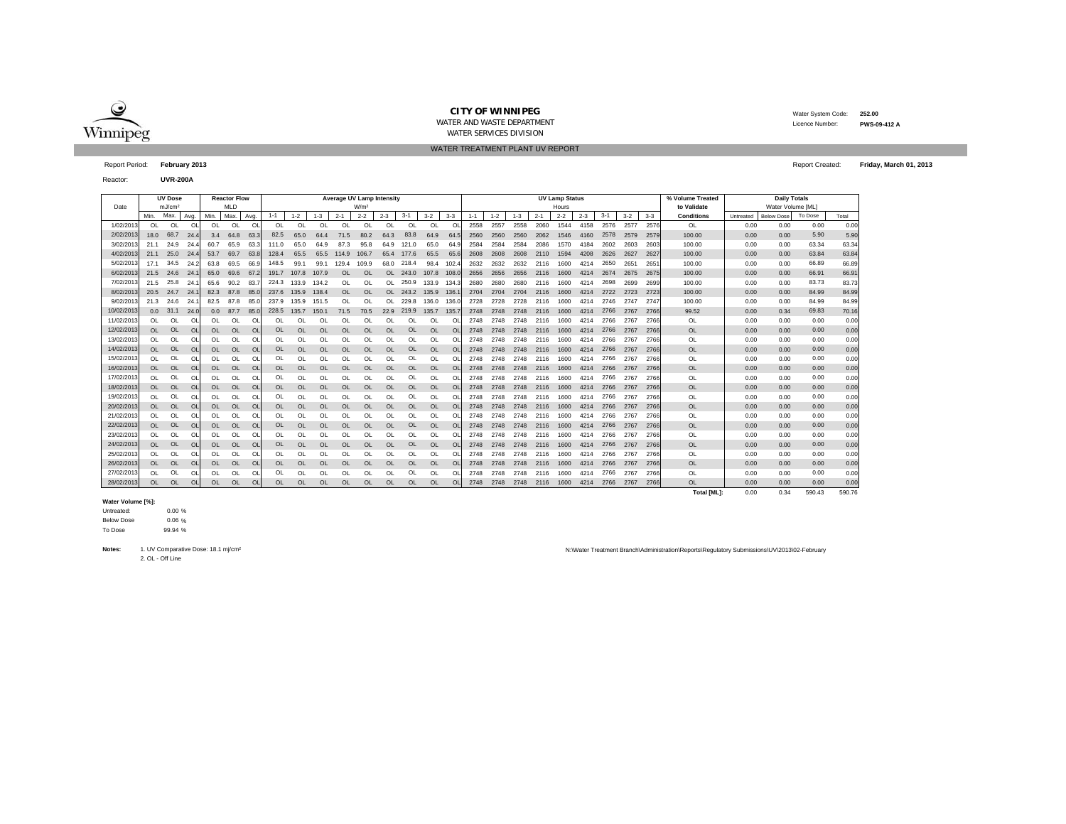**CITY OF WINNIPEG**
WATER AND WASTE DEPARTMENT
WATER SERVICES DIVISION

Water System Code: **252.00**
Licence Number: **PWS-09-412 A**

WATER TREATMENT PLANT UV REPORT

Report Period: **February 2013**

Report Created: **Friday, March 01, 2013**

Reactor: **UVR-200A**

| Date | UV Dose mJ/cm² | | | Reactor Flow MLD | | | Average UV Lamp Intensity W/m² | | | | | | | | | UV Lamp Status Hours | | | | | | | | | % Volume Treated to Validate | Daily Totals Water Volume [ML] | | | |
|---|---|---|---|---|---|---|---|---|---|---|---|---|---|---|---|---|---|---|---|---|---|---|---|---|---|---|---|---|---|
| | Min. | Max. | Avg. | Min. | Max. | Avg. | 1-1 | 1-2 | 1-3 | 2-1 | 2-2 | 2-3 | 3-1 | 3-2 | 3-3 | 1-1 | 1-2 | 1-3 | 2-1 | 2-2 | 2-3 | 3-1 | 3-2 | 3-3 | Conditions | Untreated | Below Dose | To Dose | Total |
| 1/02/2013 | OL | OL | OL | OL | OL | OL | OL | OL | OL | OL | OL | OL | OL | OL | OL | 2558 | 2557 | 2558 | 2060 | 1544 | 4158 | 2576 | 2577 | 2576 | OL | 0.00 | 0.00 | 0.00 | 0.00 |
| 2/02/2013 | 18.0 | 68.7 | 24.4 | 3.4 | 64.8 | 63.3 | 82.5 | 65.0 | 64.4 | 71.5 | 80.2 | 64.3 | 83.8 | 64.9 | 64.5 | 2560 | 2560 | 2560 | 2062 | 1546 | 4160 | 2578 | 2579 | 2579 | 100.00 | 0.00 | 0.00 | 5.90 | 5.90 |
| 3/02/2013 | 21.1 | 24.9 | 24.4 | 60.7 | 65.9 | 63.3 | 111.0 | 65.0 | 64.9 | 87.3 | 95.8 | 64.9 | 121.0 | 65.0 | 64.9 | 2584 | 2584 | 2584 | 2086 | 1570 | 4184 | 2602 | 2603 | 2603 | 100.00 | 0.00 | 0.00 | 63.34 | 63.34 |
| 4/02/2013 | 21.1 | 25.0 | 24.4 | 53.7 | 69.7 | 63.8 | 128.4 | 65.5 | 65.5 | 114.9 | 106.7 | 65.4 | 177.6 | 65.5 | 65.6 | 2608 | 2608 | 2608 | 2110 | 1594 | 4208 | 2626 | 2627 | 2627 | 100.00 | 0.00 | 0.00 | 63.84 | 63.84 |
| 5/02/2013 | 17.1 | 34.5 | 24.2 | 63.8 | 69.5 | 66.9 | 148.5 | 99.1 | 99.1 | 129.4 | 109.9 | 68.0 | 218.4 | 98.4 | 102.4 | 2632 | 2632 | 2632 | 2116 | 1600 | 4214 | 2650 | 2651 | 2651 | 100.00 | 0.00 | 0.00 | 66.89 | 66.89 |
| 6/02/2013 | 21.5 | 24.6 | 24.1 | 65.0 | 69.6 | 67.2 | 191.7 | 107.8 | 107.9 | OL | OL | OL | 243.0 | 107.8 | 108.0 | 2656 | 2656 | 2656 | 2116 | 1600 | 4214 | 2674 | 2675 | 2675 | 100.00 | 0.00 | 0.00 | 66.91 | 66.91 |
| 7/02/2013 | 21.5 | 25.8 | 24.1 | 65.6 | 90.2 | 83.7 | 224.3 | 133.9 | 134.2 | OL | OL | OL | 250.9 | 133.9 | 134.3 | 2680 | 2680 | 2680 | 2116 | 1600 | 4214 | 2698 | 2699 | 2699 | 100.00 | 0.00 | 0.00 | 83.73 | 83.73 |
| 8/02/2013 | 20.5 | 24.7 | 24.1 | 82.3 | 87.8 | 85.0 | 237.6 | 135.9 | 138.4 | OL | OL | OL | 243.2 | 135.9 | 136.1 | 2704 | 2704 | 2704 | 2116 | 1600 | 4214 | 2722 | 2723 | 2723 | 100.00 | 0.00 | 0.00 | 84.99 | 84.99 |
| 9/02/2013 | 21.3 | 24.6 | 24.1 | 82.5 | 87.8 | 85.0 | 237.9 | 135.9 | 151.5 | OL | OL | OL | 229.8 | 136.0 | 136.0 | 2728 | 2728 | 2728 | 2116 | 1600 | 4214 | 2746 | 2747 | 2747 | 100.00 | 0.00 | 0.00 | 84.99 | 84.99 |
| 10/02/2013 | 0.0 | 31.1 | 24.0 | 0.0 | 87.7 | 85.0 | 228.5 | 135.7 | 150.1 | 71.5 | 70.5 | 22.9 | 219.9 | 135.7 | 135.7 | 2748 | 2748 | 2748 | 2116 | 1600 | 4214 | 2766 | 2767 | 2766 | 99.52 | 0.00 | 0.34 | 69.83 | 70.16 |
| 11/02/2013 | OL | OL | OL | OL | OL | OL | OL | OL | OL | OL | OL | OL | OL | OL | OL | 2748 | 2748 | 2748 | 2116 | 1600 | 4214 | 2766 | 2767 | 2766 | OL | 0.00 | 0.00 | 0.00 | 0.00 |
| 12/02/2013 | OL | OL | OL | OL | OL | OL | OL | OL | OL | OL | OL | OL | OL | OL | OL | 2748 | 2748 | 2748 | 2116 | 1600 | 4214 | 2766 | 2767 | 2766 | OL | 0.00 | 0.00 | 0.00 | 0.00 |
| 13/02/2013 | OL | OL | OL | OL | OL | OL | OL | OL | OL | OL | OL | OL | OL | OL | OL | 2748 | 2748 | 2748 | 2116 | 1600 | 4214 | 2766 | 2767 | 2766 | OL | 0.00 | 0.00 | 0.00 | 0.00 |
| 14/02/2013 | OL | OL | OL | OL | OL | OL | OL | OL | OL | OL | OL | OL | OL | OL | OL | 2748 | 2748 | 2748 | 2116 | 1600 | 4214 | 2766 | 2767 | 2766 | OL | 0.00 | 0.00 | 0.00 | 0.00 |
| 15/02/2013 | OL | OL | OL | OL | OL | OL | OL | OL | OL | OL | OL | OL | OL | OL | OL | 2748 | 2748 | 2748 | 2116 | 1600 | 4214 | 2766 | 2767 | 2766 | OL | 0.00 | 0.00 | 0.00 | 0.00 |
| 16/02/2013 | OL | OL | OL | OL | OL | OL | OL | OL | OL | OL | OL | OL | OL | OL | OL | 2748 | 2748 | 2748 | 2116 | 1600 | 4214 | 2766 | 2767 | 2766 | OL | 0.00 | 0.00 | 0.00 | 0.00 |
| 17/02/2013 | OL | OL | OL | OL | OL | OL | OL | OL | OL | OL | OL | OL | OL | OL | OL | 2748 | 2748 | 2748 | 2116 | 1600 | 4214 | 2766 | 2767 | 2766 | OL | 0.00 | 0.00 | 0.00 | 0.00 |
| 18/02/2013 | OL | OL | OL | OL | OL | OL | OL | OL | OL | OL | OL | OL | OL | OL | OL | 2748 | 2748 | 2748 | 2116 | 1600 | 4214 | 2766 | 2767 | 2766 | OL | 0.00 | 0.00 | 0.00 | 0.00 |
| 19/02/2013 | OL | OL | OL | OL | OL | OL | OL | OL | OL | OL | OL | OL | OL | OL | OL | 2748 | 2748 | 2748 | 2116 | 1600 | 4214 | 2766 | 2767 | 2766 | OL | 0.00 | 0.00 | 0.00 | 0.00 |
| 20/02/2013 | OL | OL | OL | OL | OL | OL | OL | OL | OL | OL | OL | OL | OL | OL | OL | 2748 | 2748 | 2748 | 2116 | 1600 | 4214 | 2766 | 2767 | 2766 | OL | 0.00 | 0.00 | 0.00 | 0.00 |
| 21/02/2013 | OL | OL | OL | OL | OL | OL | OL | OL | OL | OL | OL | OL | OL | OL | OL | 2748 | 2748 | 2748 | 2116 | 1600 | 4214 | 2766 | 2767 | 2766 | OL | 0.00 | 0.00 | 0.00 | 0.00 |
| 22/02/2013 | OL | OL | OL | OL | OL | OL | OL | OL | OL | OL | OL | OL | OL | OL | OL | 2748 | 2748 | 2748 | 2116 | 1600 | 4214 | 2766 | 2767 | 2766 | OL | 0.00 | 0.00 | 0.00 | 0.00 |
| 23/02/2013 | OL | OL | OL | OL | OL | OL | OL | OL | OL | OL | OL | OL | OL | OL | OL | 2748 | 2748 | 2748 | 2116 | 1600 | 4214 | 2766 | 2767 | 2766 | OL | 0.00 | 0.00 | 0.00 | 0.00 |
| 24/02/2013 | OL | OL | OL | OL | OL | OL | OL | OL | OL | OL | OL | OL | OL | OL | OL | 2748 | 2748 | 2748 | 2116 | 1600 | 4214 | 2766 | 2767 | 2766 | OL | 0.00 | 0.00 | 0.00 | 0.00 |
| 25/02/2013 | OL | OL | OL | OL | OL | OL | OL | OL | OL | OL | OL | OL | OL | OL | OL | 2748 | 2748 | 2748 | 2116 | 1600 | 4214 | 2766 | 2767 | 2766 | OL | 0.00 | 0.00 | 0.00 | 0.00 |
| 26/02/2013 | OL | OL | OL | OL | OL | OL | OL | OL | OL | OL | OL | OL | OL | OL | OL | 2748 | 2748 | 2748 | 2116 | 1600 | 4214 | 2766 | 2767 | 2766 | OL | 0.00 | 0.00 | 0.00 | 0.00 |
| 27/02/2013 | OL | OL | OL | OL | OL | OL | OL | OL | OL | OL | OL | OL | OL | OL | OL | 2748 | 2748 | 2748 | 2116 | 1600 | 4214 | 2766 | 2767 | 2766 | OL | 0.00 | 0.00 | 0.00 | 0.00 |
| 28/02/2013 | OL | OL | OL | OL | OL | OL | OL | OL | OL | OL | OL | OL | OL | OL | OL | 2748 | 2748 | 2748 | 2116 | 1600 | 4214 | 2766 | 2767 | 2766 | OL | 0.00 | 0.00 | 0.00 | 0.00 |
| | | | | | | | | | | | | | | | | | | | | | | | | | **Total [ML]:** | 0.00 | 0.34 | 590.43 | 590.76 |

**Water Volume [%]:**

Untreated: 0.00 %
Below Dose 0.06 %
To Dose 99.94 %

**Notes:** 1. UV Comparative Dose: 18.1 mj/cm²
2. OL - Off Line

N:\Water Treatment Branch\Administration\Reports\Regulatory Submissions\UV\2013\02-February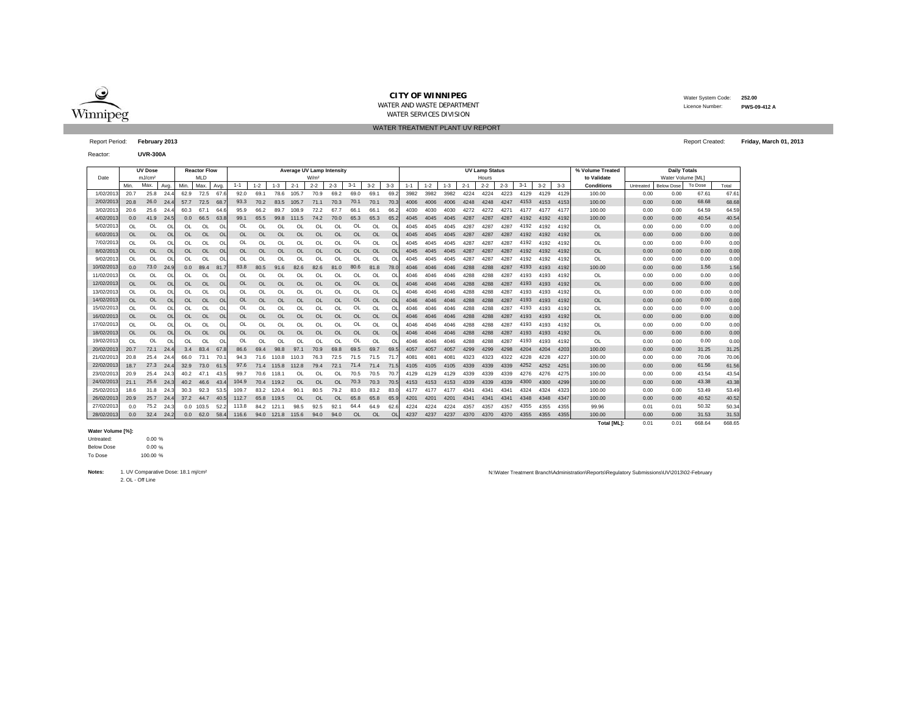**CITY OF WINNIPEG**
WATER AND WASTE DEPARTMENT
WATER SERVICES DIVISION

Water System Code: **252.00**
Licence Number: **PWS-09-412 A**

WATER TREATMENT PLANT UV REPORT

Report Period: **February 2013**

Report Created: **Friday, March 01, 2013**

Reactor: **UVR-300A**

| Date | UV Dose mJ/cm² | | | Reactor Flow MLD | | | Average UV Lamp Intensity W/m² | | | | | | | | | UV Lamp Status Hours | | | | | | | | | % Volume Treated to Validate | Daily Totals Water Volume [ML] | | | |
|---|---|---|---|---|---|---|---|---|---|---|---|---|---|---|---|---|---|---|---|---|---|---|---|---|---|---|---|---|---|
| | Min. | Max. | Avg. | Min. | Max. | Avg. | 1-1 | 1-2 | 1-3 | 2-1 | 2-2 | 2-3 | 3-1 | 3-2 | 3-3 | 1-1 | 1-2 | 1-3 | 2-1 | 2-2 | 2-3 | 3-1 | 3-2 | 3-3 | Conditions | Untreated | Below Dose | To Dose | Total |
| 1/02/2013 | 20.7 | 25.8 | 24.4 | 62.9 | 72.5 | 67.6 | 92.0 | 69.1 | 78.6 | 105.7 | 70.9 | 69.2 | 69.0 | 69.1 | 69.2 | 3982 | 3982 | 3982 | 4224 | 4224 | 4223 | 4129 | 4129 | 4129 | 100.00 | 0.00 | 0.00 | 67.61 | 67.61 |
| 2/02/2013 | 20.8 | 26.0 | 24.4 | 57.7 | 72.5 | 68.7 | 93.3 | 70.2 | 83.5 | 105.7 | 71.1 | 70.3 | 70.1 | 70.1 | 70.3 | 4006 | 4006 | 4006 | 4248 | 4248 | 4247 | 4153 | 4153 | 4153 | 100.00 | 0.00 | 0.00 | 68.68 | 68.68 |
| 3/02/2013 | 20.6 | 25.6 | 24.4 | 60.3 | 67.1 | 64.6 | 95.9 | 66.2 | 89.7 | 108.9 | 72.2 | 67.7 | 66.1 | 66.1 | 66.2 | 4030 | 4030 | 4030 | 4272 | 4272 | 4271 | 4177 | 4177 | 4177 | 100.00 | 0.00 | 0.00 | 64.59 | 64.59 |
| 4/02/2013 | 0.0 | 41.9 | 24.5 | 0.0 | 66.5 | 63.8 | 99.1 | 65.5 | 99.8 | 111.5 | 74.2 | 70.0 | 65.3 | 65.3 | 65.2 | 4045 | 4045 | 4045 | 4287 | 4287 | 4287 | 4192 | 4192 | 4192 | 100.00 | 0.00 | 0.00 | 40.54 | 40.54 |
| 5/02/2013 | OL | OL | OL | OL | OL | OL | OL | OL | OL | OL | OL | OL | OL | OL | OL | 4045 | 4045 | 4045 | 4287 | 4287 | 4287 | 4192 | 4192 | 4192 | OL | 0.00 | 0.00 | 0.00 | 0.00 |
| 6/02/2013 | OL | OL | OL | OL | OL | OL | OL | OL | OL | OL | OL | OL | OL | OL | OL | 4045 | 4045 | 4045 | 4287 | 4287 | 4287 | 4192 | 4192 | 4192 | OL | 0.00 | 0.00 | 0.00 | 0.00 |
| 7/02/2013 | OL | OL | OL | OL | OL | OL | OL | OL | OL | OL | OL | OL | OL | OL | OL | 4045 | 4045 | 4045 | 4287 | 4287 | 4287 | 4192 | 4192 | 4192 | OL | 0.00 | 0.00 | 0.00 | 0.00 |
| 8/02/2013 | OL | OL | OL | OL | OL | OL | OL | OL | OL | OL | OL | OL | OL | OL | OL | 4045 | 4045 | 4045 | 4287 | 4287 | 4287 | 4192 | 4192 | 4192 | OL | 0.00 | 0.00 | 0.00 | 0.00 |
| 9/02/2013 | OL | OL | OL | OL | OL | OL | OL | OL | OL | OL | OL | OL | OL | OL | OL | 4045 | 4045 | 4045 | 4287 | 4287 | 4287 | 4192 | 4192 | 4192 | OL | 0.00 | 0.00 | 0.00 | 0.00 |
| 10/02/2013 | 0.0 | 73.0 | 24.9 | 0.0 | 89.4 | 81.7 | 83.8 | 80.5 | 91.6 | 82.6 | 82.6 | 81.0 | 80.6 | 81.8 | 78.0 | 4046 | 4046 | 4046 | 4288 | 4288 | 4287 | 4193 | 4193 | 4192 | 100.00 | 0.00 | 0.00 | 1.56 | 1.56 |
| 11/02/2013 | OL | OL | OL | OL | OL | OL | OL | OL | OL | OL | OL | OL | OL | OL | OL | 4046 | 4046 | 4046 | 4288 | 4288 | 4287 | 4193 | 4193 | 4192 | OL | 0.00 | 0.00 | 0.00 | 0.00 |
| 12/02/2013 | OL | OL | OL | OL | OL | OL | OL | OL | OL | OL | OL | OL | OL | OL | OL | 4046 | 4046 | 4046 | 4288 | 4288 | 4287 | 4193 | 4193 | 4192 | OL | 0.00 | 0.00 | 0.00 | 0.00 |
| 13/02/2013 | OL | OL | OL | OL | OL | OL | OL | OL | OL | OL | OL | OL | OL | OL | OL | 4046 | 4046 | 4046 | 4288 | 4288 | 4287 | 4193 | 4193 | 4192 | OL | 0.00 | 0.00 | 0.00 | 0.00 |
| 14/02/2013 | OL | OL | OL | OL | OL | OL | OL | OL | OL | OL | OL | OL | OL | OL | OL | 4046 | 4046 | 4046 | 4288 | 4288 | 4287 | 4193 | 4193 | 4192 | OL | 0.00 | 0.00 | 0.00 | 0.00 |
| 15/02/2013 | OL | OL | OL | OL | OL | OL | OL | OL | OL | OL | OL | OL | OL | OL | OL | 4046 | 4046 | 4046 | 4288 | 4288 | 4287 | 4193 | 4193 | 4192 | OL | 0.00 | 0.00 | 0.00 | 0.00 |
| 16/02/2013 | OL | OL | OL | OL | OL | OL | OL | OL | OL | OL | OL | OL | OL | OL | OL | 4046 | 4046 | 4046 | 4288 | 4288 | 4287 | 4193 | 4193 | 4192 | OL | 0.00 | 0.00 | 0.00 | 0.00 |
| 17/02/2013 | OL | OL | OL | OL | OL | OL | OL | OL | OL | OL | OL | OL | OL | OL | OL | 4046 | 4046 | 4046 | 4288 | 4288 | 4287 | 4193 | 4193 | 4192 | OL | 0.00 | 0.00 | 0.00 | 0.00 |
| 18/02/2013 | OL | OL | OL | OL | OL | OL | OL | OL | OL | OL | OL | OL | OL | OL | OL | 4046 | 4046 | 4046 | 4288 | 4288 | 4287 | 4193 | 4193 | 4192 | OL | 0.00 | 0.00 | 0.00 | 0.00 |
| 19/02/2013 | OL | OL | OL | OL | OL | OL | OL | OL | OL | OL | OL | OL | OL | OL | OL | 4046 | 4046 | 4046 | 4288 | 4288 | 4287 | 4193 | 4193 | 4192 | OL | 0.00 | 0.00 | 0.00 | 0.00 |
| 20/02/2013 | 20.7 | 72.1 | 24.4 | 3.4 | 83.4 | 67.8 | 86.6 | 69.4 | 98.8 | 97.1 | 70.9 | 69.8 | 69.5 | 69.7 | 69.5 | 4057 | 4057 | 4057 | 4299 | 4299 | 4298 | 4204 | 4204 | 4203 | 100.00 | 0.00 | 0.00 | 31.25 | 31.25 |
| 21/02/2013 | 20.8 | 25.4 | 24.4 | 66.0 | 73.1 | 70.1 | 94.3 | 71.6 | 110.8 | 110.3 | 76.3 | 72.5 | 71.5 | 71.5 | 71.7 | 4081 | 4081 | 4081 | 4323 | 4323 | 4322 | 4228 | 4228 | 4227 | 100.00 | 0.00 | 0.00 | 70.06 | 70.06 |
| 22/02/2013 | 18.7 | 27.3 | 24.4 | 32.9 | 73.0 | 61.5 | 97.6 | 71.4 | 115.8 | 112.8 | 79.4 | 72.1 | 71.4 | 71.4 | 71.5 | 4105 | 4105 | 4105 | 4339 | 4339 | 4339 | 4252 | 4252 | 4251 | 100.00 | 0.00 | 0.00 | 61.56 | 61.56 |
| 23/02/2013 | 20.9 | 25.4 | 24.3 | 40.2 | 47.1 | 43.5 | 99.7 | 70.6 | 118.1 | OL | OL | OL | 70.5 | 70.5 | 70.7 | 4129 | 4129 | 4129 | 4339 | 4339 | 4339 | 4276 | 4276 | 4275 | 100.00 | 0.00 | 0.00 | 43.54 | 43.54 |
| 24/02/2013 | 21.1 | 25.6 | 24.3 | 40.2 | 46.6 | 43.4 | 104.9 | 70.4 | 119.2 | OL | OL | OL | 70.3 | 70.3 | 70.5 | 4153 | 4153 | 4153 | 4339 | 4339 | 4339 | 4300 | 4300 | 4299 | 100.00 | 0.00 | 0.00 | 43.38 | 43.38 |
| 25/02/2013 | 18.6 | 31.8 | 24.3 | 30.3 | 92.3 | 53.5 | 109.7 | 83.2 | 120.4 | 90.1 | 80.5 | 79.2 | 83.0 | 83.2 | 83.0 | 4177 | 4177 | 4177 | 4341 | 4341 | 4341 | 4324 | 4324 | 4323 | 100.00 | 0.00 | 0.00 | 53.49 | 53.49 |
| 26/02/2013 | 20.9 | 25.7 | 24.4 | 37.2 | 44.7 | 40.5 | 112.7 | 65.8 | 119.5 | OL | OL | OL | 65.8 | 65.8 | 65.9 | 4201 | 4201 | 4201 | 4341 | 4341 | 4341 | 4348 | 4348 | 4347 | 100.00 | 0.00 | 0.00 | 40.52 | 40.52 |
| 27/02/2013 | 0.0 | 75.2 | 24.3 | 0.0 | 103.5 | 52.2 | 113.8 | 84.2 | 121.1 | 98.5 | 92.5 | 92.1 | 64.4 | 64.9 | 62.6 | 4224 | 4224 | 4224 | 4357 | 4357 | 4357 | 4355 | 4355 | 4355 | 99.96 | 0.01 | 0.01 | 50.32 | 50.34 |
| 28/02/2013 | 0.0 | 32.4 | 24.2 | 0.0 | 62.0 | 58.4 | 116.6 | 94.0 | 121.8 | 115.6 | 94.0 | 94.0 | OL | OL | OL | 4237 | 4237 | 4237 | 4370 | 4370 | 4370 | 4355 | 4355 | 4355 | 100.00 | 0.00 | 0.00 | 31.53 | 31.53 |
| | | | | | | | | | | | | | | | | | | | | | | | | | Total [ML]: | 0.01 | 0.01 | 668.64 | 668.65 |

**Water Volume [%]:**

| | |
|---|---|
| Untreated: | 0.00 % |
| Below Dose | 0.00 % |
| To Dose | 100.00 % |

**Notes:** 1. UV Comparative Dose: 18.1 mj/cm²
2. OL - Off Line

N:\Water Treatment Branch\Administration\Reports\Regulatory Submissions\UV\2013\02-February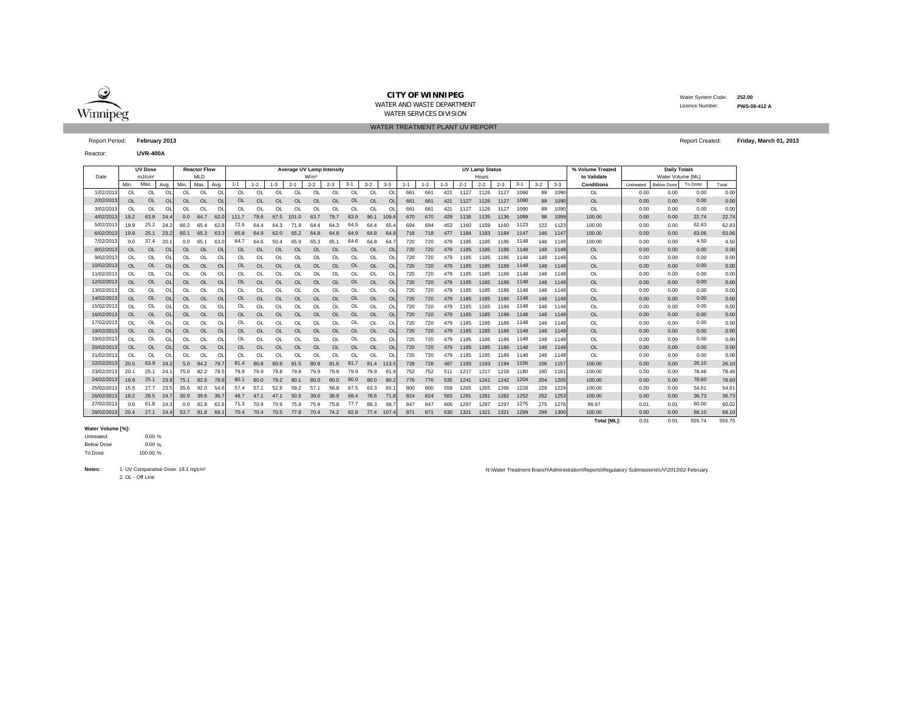**CITY OF WINNIPEG**
WATER AND WASTE DEPARTMENT
WATER SERVICES DIVISION

Water System Code: **252.00**
Licence Number: **PWS-09-412 A**

WATER TREATMENT PLANT UV REPORT

Report Period: **February 2013**

Report Created: **Friday, March 01, 2013**

Reactor: **UVR-400A**

| Date | UV Dose mJ/cm² | | | Reactor Flow MLD | | | Average UV Lamp Intensity W/m² | | | | | | | | | UV Lamp Status Hours | | | | | | | | | % Volume Treated to Validate | Daily Totals Water Volume [ML] | | | |
|---|---|---|---|---|---|---|---|---|---|---|---|---|---|---|---|---|---|---|---|---|---|---|---|---|---|---|---|---|---|
| | Min. | Max. | Avg. | Min. | Max. | Avg. | 1-1 | 1-2 | 1-3 | 2-1 | 2-2 | 2-3 | 3-1 | 3-2 | 3-3 | 1-1 | 1-2 | 1-3 | 2-1 | 2-2 | 2-3 | 3-1 | 3-2 | 3-3 | Conditions | Untreated | Below Dose | To Dose | Total |
| 1/02/2013 | OL | OL | OL | OL | OL | OL | OL | OL | OL | OL | OL | OL | OL | OL | OL | 661 | 661 | 421 | 1127 | 1126 | 1127 | 1090 | 89 | 1090 | OL | 0.00 | 0.00 | 0.00 | 0.00 |
| 2/02/2013 | OL | OL | OL | OL | OL | OL | OL | OL | OL | OL | OL | OL | OL | OL | OL | 661 | 661 | 421 | 1127 | 1126 | 1127 | 1090 | 89 | 1090 | OL | 0.00 | 0.00 | 0.00 | 0.00 |
| 3/02/2013 | OL | OL | OL | OL | OL | OL | OL | OL | OL | OL | OL | OL | OL | OL | OL | 661 | 661 | 421 | 1127 | 1126 | 1127 | 1090 | 89 | 1090 | OL | 0.00 | 0.00 | 0.00 | 0.00 |
| 4/02/2013 | 19.2 | 63.9 | 24.4 | 0.0 | 64.7 | 62.0 | 111.7 | 79.6 | 67.5 | 101.0 | 63.7 | 79.7 | 83.8 | 90.1 | 109.6 | 670 | 670 | 429 | 1136 | 1135 | 1136 | 1099 | 98 | 1099 | 100.00 | 0.00 | 0.00 | 22.74 | 22.74 |
| 5/02/2013 | 19.9 | 25.2 | 24.2 | 60.2 | 65.4 | 62.8 | 72.6 | 64.4 | 64.3 | 71.9 | 64.4 | 64.3 | 64.5 | 64.4 | 65.4 | 694 | 694 | 453 | 1160 | 1159 | 1160 | 1123 | 122 | 1123 | 100.00 | 0.00 | 0.00 | 62.83 | 62.83 |
| 6/02/2013 | 19.8 | 25.1 | 23.2 | 60.1 | 65.3 | 63.3 | 65.8 | 64.9 | 62.0 | 65.2 | 64.8 | 64.8 | 64.9 | 64.8 | 64.9 | 718 | 718 | 477 | 1184 | 1183 | 1184 | 1147 | 146 | 1147 | 100.00 | 0.00 | 0.00 | 63.06 | 63.06 |
| 7/02/2013 | 0.0 | 37.4 | 20.1 | 0.0 | 65.1 | 63.0 | 64.7 | 64.6 | 50.4 | 65.9 | 65.3 | 65.1 | 64.6 | 64.8 | 64.7 | 720 | 720 | 479 | 1185 | 1185 | 1186 | 1148 | 148 | 1149 | 100.00 | 0.00 | 0.00 | 4.50 | 4.50 |
| 8/02/2013 | OL | OL | OL | OL | OL | OL | OL | OL | OL | OL | OL | OL | OL | OL | OL | 720 | 720 | 479 | 1185 | 1185 | 1186 | 1148 | 148 | 1149 | OL | 0.00 | 0.00 | 0.00 | 0.00 |
| 9/02/2013 | OL | OL | OL | OL | OL | OL | OL | OL | OL | OL | OL | OL | OL | OL | OL | 720 | 720 | 479 | 1185 | 1185 | 1186 | 1148 | 148 | 1149 | OL | 0.00 | 0.00 | 0.00 | 0.00 |
| 10/02/2013 | OL | OL | OL | OL | OL | OL | OL | OL | OL | OL | OL | OL | OL | OL | OL | 720 | 720 | 479 | 1185 | 1185 | 1186 | 1148 | 148 | 1149 | OL | 0.00 | 0.00 | 0.00 | 0.00 |
| 11/02/2013 | OL | OL | OL | OL | OL | OL | OL | OL | OL | OL | OL | OL | OL | OL | OL | 720 | 720 | 479 | 1185 | 1185 | 1186 | 1148 | 148 | 1149 | OL | 0.00 | 0.00 | 0.00 | 0.00 |
| 12/02/2013 | OL | OL | OL | OL | OL | OL | OL | OL | OL | OL | OL | OL | OL | OL | OL | 720 | 720 | 479 | 1185 | 1185 | 1186 | 1148 | 148 | 1149 | OL | 0.00 | 0.00 | 0.00 | 0.00 |
| 13/02/2013 | OL | OL | OL | OL | OL | OL | OL | OL | OL | OL | OL | OL | OL | OL | OL | 720 | 720 | 479 | 1185 | 1185 | 1186 | 1148 | 148 | 1149 | OL | 0.00 | 0.00 | 0.00 | 0.00 |
| 14/02/2013 | OL | OL | OL | OL | OL | OL | OL | OL | OL | OL | OL | OL | OL | OL | OL | 720 | 720 | 479 | 1185 | 1185 | 1186 | 1148 | 148 | 1149 | OL | 0.00 | 0.00 | 0.00 | 0.00 |
| 15/02/2013 | OL | OL | OL | OL | OL | OL | OL | OL | OL | OL | OL | OL | OL | OL | OL | 720 | 720 | 479 | 1185 | 1185 | 1186 | 1148 | 148 | 1149 | OL | 0.00 | 0.00 | 0.00 | 0.00 |
| 16/02/2013 | OL | OL | OL | OL | OL | OL | OL | OL | OL | OL | OL | OL | OL | OL | OL | 720 | 720 | 479 | 1185 | 1185 | 1186 | 1148 | 148 | 1149 | OL | 0.00 | 0.00 | 0.00 | 0.00 |
| 17/02/2013 | OL | OL | OL | OL | OL | OL | OL | OL | OL | OL | OL | OL | OL | OL | OL | 720 | 720 | 479 | 1185 | 1185 | 1186 | 1148 | 148 | 1149 | OL | 0.00 | 0.00 | 0.00 | 0.00 |
| 18/02/2013 | OL | OL | OL | OL | OL | OL | OL | OL | OL | OL | OL | OL | OL | OL | OL | 720 | 720 | 479 | 1185 | 1185 | 1186 | 1148 | 148 | 1149 | OL | 0.00 | 0.00 | 0.00 | 0.00 |
| 19/02/2013 | OL | OL | OL | OL | OL | OL | OL | OL | OL | OL | OL | OL | OL | OL | OL | 720 | 720 | 479 | 1185 | 1185 | 1186 | 1148 | 148 | 1149 | OL | 0.00 | 0.00 | 0.00 | 0.00 |
| 20/02/2013 | OL | OL | OL | OL | OL | OL | OL | OL | OL | OL | OL | OL | OL | OL | OL | 720 | 720 | 479 | 1185 | 1185 | 1186 | 1148 | 148 | 1149 | OL | 0.00 | 0.00 | 0.00 | 0.00 |
| 21/02/2013 | OL | OL | OL | OL | OL | OL | OL | OL | OL | OL | OL | OL | OL | OL | OL | 720 | 720 | 479 | 1185 | 1185 | 1186 | 1148 | 148 | 1149 | OL | 0.00 | 0.00 | 0.00 | 0.00 |
| 22/02/2013 | 20.5 | 63.9 | 24.2 | 5.0 | 84.2 | 79.7 | 81.4 | 80.8 | 80.9 | 81.5 | 80.9 | 81.6 | 81.7 | 81.4 | 113.5 | 728 | 728 | 487 | 1193 | 1193 | 1194 | 1156 | 156 | 1157 | 100.00 | 0.00 | 0.00 | 26.10 | 26.10 |
| 23/02/2013 | 20.1 | 25.1 | 24.1 | 75.0 | 82.2 | 78.5 | 79.9 | 79.9 | 79.8 | 79.9 | 79.9 | 79.9 | 79.9 | 79.9 | 81.9 | 752 | 752 | 511 | 1217 | 1217 | 1218 | 1180 | 180 | 1181 | 100.00 | 0.00 | 0.00 | 78.46 | 78.46 |
| 24/02/2013 | 19.9 | 25.1 | 23.9 | 75.1 | 82.6 | 78.6 | 80.1 | 80.0 | 79.2 | 80.1 | 80.0 | 80.0 | 80.0 | 80.0 | 80.2 | 776 | 776 | 535 | 1241 | 1241 | 1242 | 1204 | 204 | 1205 | 100.00 | 0.00 | 0.00 | 78.60 | 78.60 |
| 25/02/2013 | 15.5 | 27.7 | 23.5 | 35.6 | 92.0 | 54.6 | 57.4 | 57.1 | 52.8 | 59.2 | 57.1 | 56.8 | 67.5 | 63.3 | 65.1 | 800 | 800 | 559 | 1265 | 1265 | 1266 | 1228 | 228 | 1229 | 100.00 | 0.00 | 0.00 | 54.61 | 54.61 |
| 26/02/2013 | 18.2 | 28.5 | 24.7 | 30.9 | 39.6 | 36.7 | 49.7 | 47.1 | 47.1 | 50.5 | 39.0 | 38.9 | 68.4 | 78.6 | 71.8 | 824 | 824 | 583 | 1281 | 1281 | 1282 | 1252 | 252 | 1253 | 100.00 | 0.00 | 0.00 | 36.73 | 36.73 |
| 27/02/2013 | 0.0 | 61.8 | 24.3 | 0.0 | 82.8 | 62.6 | 71.3 | 70.9 | 70.9 | 75.9 | 75.9 | 75.8 | 77.7 | 88.3 | 98.7 | 847 | 847 | 606 | 1297 | 1297 | 1297 | 1275 | 275 | 1276 | 99.97 | 0.01 | 0.01 | 60.00 | 60.02 |
| 28/02/2013 | 20.4 | 27.1 | 24.4 | 53.7 | 81.8 | 68.1 | 70.4 | 70.4 | 70.5 | 77.8 | 70.4 | 74.2 | 82.8 | 77.4 | 107.4 | 871 | 871 | 630 | 1321 | 1321 | 1321 | 1299 | 299 | 1300 | 100.00 | 0.00 | 0.00 | 68.10 | 68.10 |
| | | | | | | | | | | | | | | | | | | | | | | | | | Total [ML]: | 0.01 | 0.01 | 555.74 | 555.75 |

**Water Volume [%]:**

| | |
|---|---|
| Untreated: | 0.00 % |
| Below Dose | 0.00 % |
| To Dose | 100.00 % |

**Notes:**
1. UV Comparative Dose: 18.1 mj/cm²
2. OL - Off Line

N:\Water Treatment Branch\Administration\Reports\Regulatory Submissions\UV\2013\02-February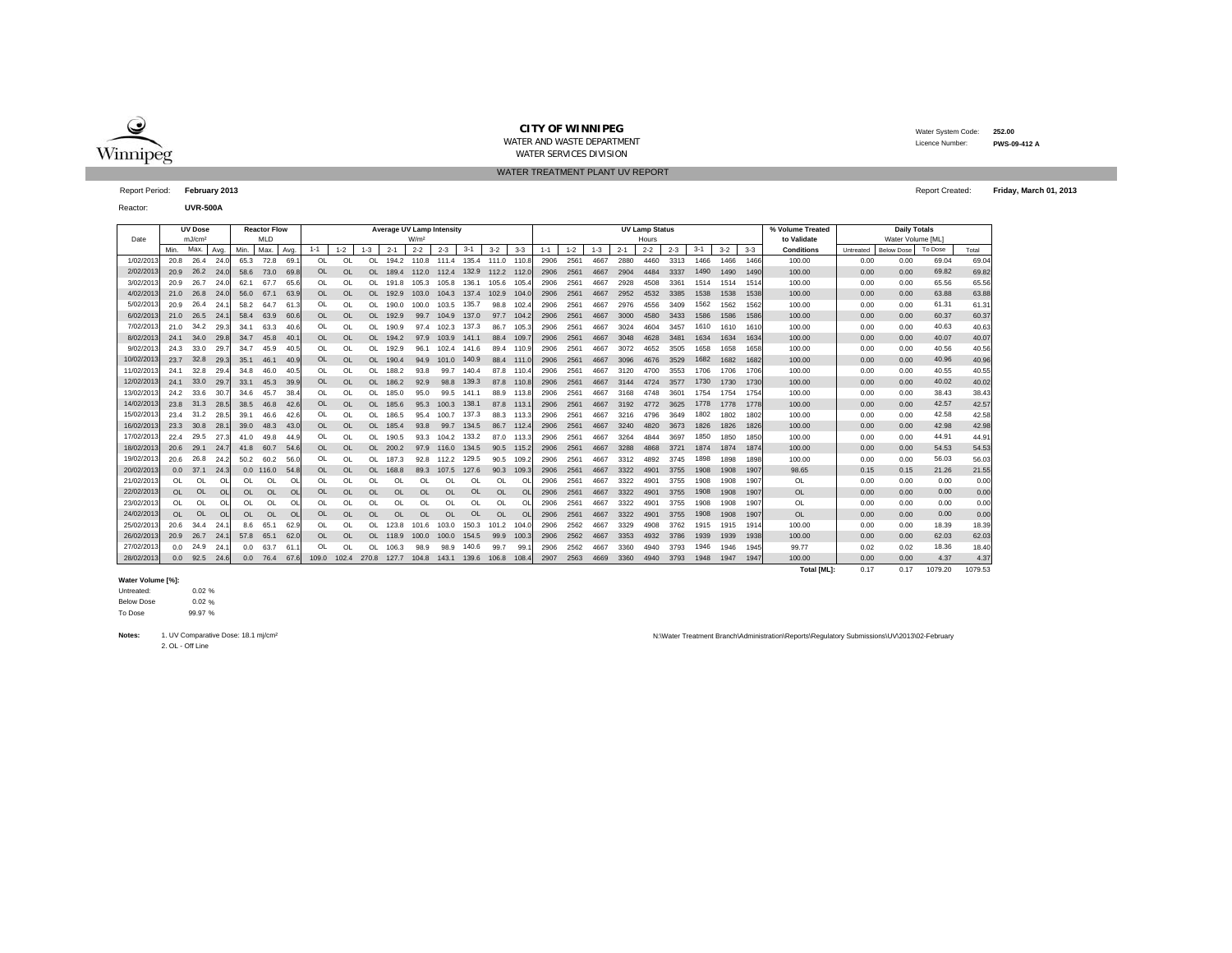**CITY OF WINNIPEG**
WATER AND WASTE DEPARTMENT
WATER SERVICES DIVISION

Water System Code: **252.00**
Licence Number: **PWS-09-412 A**

WATER TREATMENT PLANT UV REPORT

Report Period: **February 2013**

Report Created: **Friday, March 01, 2013**

Reactor: **UVR-500A**

| Date | UV Dose mJ/cm² | | | Reactor Flow MLD | | | Average UV Lamp Intensity W/m² | | | | | | | | | UV Lamp Status Hours | | | | | | | | | % Volume Treated to Validate | Daily Totals Water Volume [ML] | | | |
|---|---|---|---|---|---|---|---|---|---|---|---|---|---|---|---|---|---|---|---|---|---|---|---|---|---|---|---|---|---|
| | Min. | Max. | Avg. | Min. | Max. | Avg. | 1-1 | 1-2 | 1-3 | 2-1 | 2-2 | 2-3 | 3-1 | 3-2 | 3-3 | 1-1 | 1-2 | 1-3 | 2-1 | 2-2 | 2-3 | 3-1 | 3-2 | 3-3 | Conditions | Untreated | Below Dose | To Dose | Total |
| 1/02/2013 | 20.8 | 26.4 | 24.0 | 65.3 | 72.8 | 69.1 | OL | OL | OL | 194.2 | 110.8 | 111.4 | 135.4 | 111.0 | 110.8 | 2906 | 2561 | 4667 | 2880 | 4460 | 3313 | 1466 | 1466 | 1466 | 100.00 | 0.00 | 0.00 | 69.04 | 69.04 |
| 2/02/2013 | 20.9 | 26.2 | 24.0 | 58.6 | 73.0 | 69.8 | OL | OL | OL | 189.4 | 112.0 | 112.4 | 132.9 | 112.2 | 112.0 | 2906 | 2561 | 4667 | 2904 | 4484 | 3337 | 1490 | 1490 | 1490 | 100.00 | 0.00 | 0.00 | 69.82 | 69.82 |
| 3/02/2013 | 20.9 | 26.7 | 24.0 | 62.1 | 67.7 | 65.6 | OL | OL | OL | 191.8 | 105.3 | 105.8 | 136.1 | 105.6 | 105.4 | 2906 | 2561 | 4667 | 2928 | 4508 | 3361 | 1514 | 1514 | 1514 | 100.00 | 0.00 | 0.00 | 65.56 | 65.56 |
| 4/02/2013 | 21.0 | 26.8 | 24.0 | 56.0 | 67.1 | 63.9 | OL | OL | OL | 192.9 | 103.0 | 104.3 | 137.4 | 102.9 | 104.0 | 2906 | 2561 | 4667 | 2952 | 4532 | 3385 | 1538 | 1538 | 1538 | 100.00 | 0.00 | 0.00 | 63.88 | 63.88 |
| 5/02/2013 | 20.9 | 26.4 | 24.1 | 58.2 | 64.7 | 61.3 | OL | OL | OL | 190.0 | 100.0 | 103.5 | 135.7 | 98.8 | 102.4 | 2906 | 2561 | 4667 | 2976 | 4556 | 3409 | 1562 | 1562 | 1562 | 100.00 | 0.00 | 0.00 | 61.31 | 61.31 |
| 6/02/2013 | 21.0 | 26.5 | 24.1 | 58.4 | 63.9 | 60.6 | OL | OL | OL | 192.9 | 99.7 | 104.9 | 137.0 | 97.7 | 104.2 | 2906 | 2561 | 4667 | 3000 | 4580 | 3433 | 1586 | 1586 | 1586 | 100.00 | 0.00 | 0.00 | 60.37 | 60.37 |
| 7/02/2013 | 21.0 | 34.2 | 29.3 | 34.1 | 63.3 | 40.6 | OL | OL | OL | 190.9 | 97.4 | 102.3 | 137.3 | 86.7 | 105.3 | 2906 | 2561 | 4667 | 3024 | 4604 | 3457 | 1610 | 1610 | 1610 | 100.00 | 0.00 | 0.00 | 40.63 | 40.63 |
| 8/02/2013 | 24.1 | 34.0 | 29.8 | 34.7 | 45.8 | 40.1 | OL | OL | OL | 194.2 | 97.9 | 103.9 | 141.1 | 88.4 | 109.7 | 2906 | 2561 | 4667 | 3048 | 4628 | 3481 | 1634 | 1634 | 1634 | 100.00 | 0.00 | 0.00 | 40.07 | 40.07 |
| 9/02/2013 | 24.3 | 33.0 | 29.7 | 34.7 | 45.9 | 40.5 | OL | OL | OL | 192.9 | 96.1 | 102.4 | 141.6 | 89.4 | 110.9 | 2906 | 2561 | 4667 | 3072 | 4652 | 3505 | 1658 | 1658 | 1658 | 100.00 | 0.00 | 0.00 | 40.56 | 40.56 |
| 10/02/2013 | 23.7 | 32.8 | 29.3 | 35.1 | 46.1 | 40.9 | OL | OL | OL | 190.4 | 94.9 | 101.0 | 140.9 | 88.4 | 111.0 | 2906 | 2561 | 4667 | 3096 | 4676 | 3529 | 1682 | 1682 | 1682 | 100.00 | 0.00 | 0.00 | 40.96 | 40.96 |
| 11/02/2013 | 24.1 | 32.8 | 29.4 | 34.8 | 46.0 | 40.5 | OL | OL | OL | 188.2 | 93.8 | 99.7 | 140.4 | 87.8 | 110.4 | 2906 | 2561 | 4667 | 3120 | 4700 | 3553 | 1706 | 1706 | 1706 | 100.00 | 0.00 | 0.00 | 40.55 | 40.55 |
| 12/02/2013 | 24.1 | 33.0 | 29.7 | 33.1 | 45.3 | 39.9 | OL | OL | OL | 186.2 | 92.9 | 98.8 | 139.3 | 87.8 | 110.8 | 2906 | 2561 | 4667 | 3144 | 4724 | 3577 | 1730 | 1730 | 1730 | 100.00 | 0.00 | 0.00 | 40.02 | 40.02 |
| 13/02/2013 | 24.2 | 33.6 | 30.7 | 34.6 | 45.7 | 38.4 | OL | OL | OL | 185.0 | 95.0 | 99.5 | 141.1 | 88.9 | 113.8 | 2906 | 2561 | 4667 | 3168 | 4748 | 3601 | 1754 | 1754 | 1754 | 100.00 | 0.00 | 0.00 | 38.43 | 38.43 |
| 14/02/2013 | 23.8 | 31.3 | 28.5 | 38.5 | 46.8 | 42.6 | OL | OL | OL | 185.6 | 95.3 | 100.3 | 138.1 | 87.8 | 113.1 | 2906 | 2561 | 4667 | 3192 | 4772 | 3625 | 1778 | 1778 | 1778 | 100.00 | 0.00 | 0.00 | 42.57 | 42.57 |
| 15/02/2013 | 23.4 | 31.2 | 28.5 | 39.1 | 46.6 | 42.6 | OL | OL | OL | 186.5 | 95.4 | 100.7 | 137.3 | 88.3 | 113.3 | 2906 | 2561 | 4667 | 3216 | 4796 | 3649 | 1802 | 1802 | 1802 | 100.00 | 0.00 | 0.00 | 42.58 | 42.58 |
| 16/02/2013 | 23.3 | 30.8 | 28.1 | 39.0 | 48.3 | 43.0 | OL | OL | OL | 185.4 | 93.8 | 99.7 | 134.5 | 86.7 | 112.4 | 2906 | 2561 | 4667 | 3240 | 4820 | 3673 | 1826 | 1826 | 1826 | 100.00 | 0.00 | 0.00 | 42.98 | 42.98 |
| 17/02/2013 | 22.4 | 29.5 | 27.3 | 41.0 | 49.8 | 44.9 | OL | OL | OL | 190.5 | 93.3 | 104.2 | 133.2 | 87.0 | 113.3 | 2906 | 2561 | 4667 | 3264 | 4844 | 3697 | 1850 | 1850 | 1850 | 100.00 | 0.00 | 0.00 | 44.91 | 44.91 |
| 18/02/2013 | 20.6 | 29.1 | 24.7 | 41.8 | 60.7 | 54.6 | OL | OL | OL | 200.2 | 97.9 | 116.0 | 134.5 | 90.5 | 115.2 | 2906 | 2561 | 4667 | 3288 | 4868 | 3721 | 1874 | 1874 | 1874 | 100.00 | 0.00 | 0.00 | 54.53 | 54.53 |
| 19/02/2013 | 20.6 | 26.8 | 24.2 | 50.2 | 60.2 | 56.0 | OL | OL | OL | 187.3 | 92.8 | 112.2 | 129.5 | 90.5 | 109.2 | 2906 | 2561 | 4667 | 3312 | 4892 | 3745 | 1898 | 1898 | 1898 | 100.00 | 0.00 | 0.00 | 56.03 | 56.03 |
| 20/02/2013 | 0.0 | 37.1 | 24.3 | 0.0 | 116.0 | 54.8 | OL | OL | OL | 168.8 | 89.3 | 107.5 | 127.6 | 90.3 | 109.3 | 2906 | 2561 | 4667 | 3322 | 4901 | 3755 | 1908 | 1908 | 1907 | 98.65 | 0.15 | 0.15 | 21.26 | 21.55 |
| 21/02/2013 | OL | OL | OL | OL | OL | OL | OL | OL | OL | OL | OL | OL | OL | OL | OL | 2906 | 2561 | 4667 | 3322 | 4901 | 3755 | 1908 | 1908 | 1907 | OL | 0.00 | 0.00 | 0.00 | 0.00 |
| 22/02/2013 | OL | OL | OL | OL | OL | OL | OL | OL | OL | OL | OL | OL | OL | OL | OL | 2906 | 2561 | 4667 | 3322 | 4901 | 3755 | 1908 | 1908 | 1907 | OL | 0.00 | 0.00 | 0.00 | 0.00 |
| 23/02/2013 | OL | OL | OL | OL | OL | OL | OL | OL | OL | OL | OL | OL | OL | OL | OL | 2906 | 2561 | 4667 | 3322 | 4901 | 3755 | 1908 | 1908 | 1907 | OL | 0.00 | 0.00 | 0.00 | 0.00 |
| 24/02/2013 | OL | OL | OL | OL | OL | OL | OL | OL | OL | OL | OL | OL | OL | OL | OL | 2906 | 2561 | 4667 | 3322 | 4901 | 3755 | 1908 | 1908 | 1907 | OL | 0.00 | 0.00 | 0.00 | 0.00 |
| 25/02/2013 | 20.6 | 34.4 | 24.1 | 8.6 | 65.1 | 62.9 | OL | OL | OL | 123.8 | 101.6 | 103.0 | 150.3 | 101.2 | 104.0 | 2906 | 2562 | 4667 | 3329 | 4908 | 3762 | 1915 | 1915 | 1914 | 100.00 | 0.00 | 0.00 | 18.39 | 18.39 |
| 26/02/2013 | 20.9 | 26.7 | 24.1 | 57.8 | 65.1 | 62.0 | OL | OL | OL | 118.9 | 100.0 | 100.0 | 154.5 | 99.9 | 100.3 | 2906 | 2562 | 4667 | 3353 | 4932 | 3786 | 1939 | 1939 | 1938 | 100.00 | 0.00 | 0.00 | 62.03 | 62.03 |
| 27/02/2013 | 0.0 | 24.9 | 24.1 | 0.0 | 63.7 | 61.1 | OL | OL | OL | 106.3 | 98.9 | 98.9 | 140.6 | 99.7 | 99.1 | 2906 | 2562 | 4667 | 3360 | 4940 | 3793 | 1946 | 1946 | 1945 | 99.77 | 0.02 | 0.02 | 18.36 | 18.40 |
| 28/02/2013 | 0.0 | 92.5 | 24.6 | 0.0 | 76.4 | 67.6 | 109.0 | 102.4 | 270.8 | 127.7 | 104.8 | 143.1 | 139.6 | 106.8 | 108.4 | 2907 | 2563 | 4669 | 3360 | 4940 | 3793 | 1948 | 1947 | 1947 | 100.00 | 0.00 | 0.00 | 4.37 | 4.37 |
| | | | | | | | | | | | | | | | | | | | | | | | | | **Total [ML]:** | 0.17 | 0.17 | 1079.20 | 1079.53 |

**Water Volume [%]:**

| | |
|---|---|
| Untreated: | 0.02 % |
| Below Dose | 0.02 % |
| To Dose | 99.97 % |

**Notes:** 1. UV Comparative Dose: 18.1 mj/cm²
2. OL - Off Line

N:\Water Treatment Branch\Administration\Reports\Regulatory Submissions\UV\2013\02-February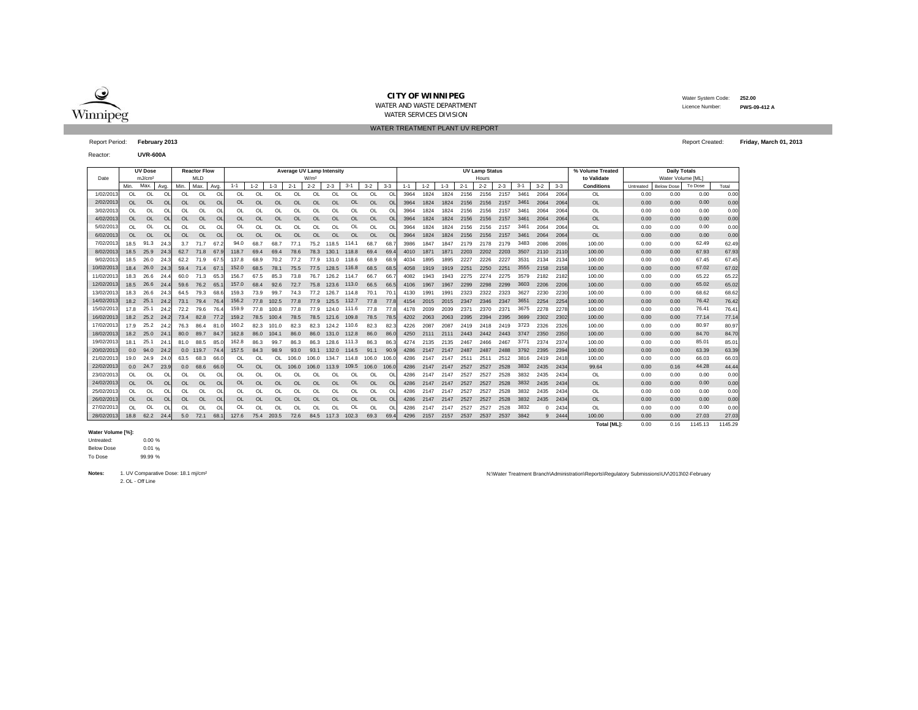**CITY OF WINNIPEG**
WATER AND WASTE DEPARTMENT
WATER SERVICES DIVISION

Water System Code: **252.00**
Licence Number: **PWS-09-412 A**

WATER TREATMENT PLANT UV REPORT

Report Period: **February 2013**

Report Created: **Friday, March 01, 2013**

Reactor: **UVR-600A**

| Date | UV Dose mJ/cm² | | | Reactor Flow MLD | | | Average UV Lamp Intensity W/m² | | | | | | | | | UV Lamp Status Hours | | | | | | | | | % Volume Treated to Validate | Daily Totals Water Volume [ML] | | | |
|---|---|---|---|---|---|---|---|---|---|---|---|---|---|---|---|---|---|---|---|---|---|---|---|---|---|---|---|---|---|
| | Min. | Max. | Avg. | Min. | Max. | Avg. | 1-1 | 1-2 | 1-3 | 2-1 | 2-2 | 2-3 | 3-1 | 3-2 | 3-3 | 1-1 | 1-2 | 1-3 | 2-1 | 2-2 | 2-3 | 3-1 | 3-2 | 3-3 | Conditions | Untreated | Below Dose | To Dose | Total |
| 1/02/2013 | OL | OL | OL | OL | OL | OL | OL | OL | OL | OL | OL | OL | OL | OL | OL | 3964 | 1824 | 1824 | 2156 | 2156 | 2157 | 3461 | 2064 | 2064 | OL | 0.00 | 0.00 | 0.00 | 0.00 |
| 2/02/2013 | OL | OL | OL | OL | OL | OL | OL | OL | OL | OL | OL | OL | OL | OL | OL | 3964 | 1824 | 1824 | 2156 | 2156 | 2157 | 3461 | 2064 | 2064 | OL | 0.00 | 0.00 | 0.00 | 0.00 |
| 3/02/2013 | OL | OL | OL | OL | OL | OL | OL | OL | OL | OL | OL | OL | OL | OL | OL | 3964 | 1824 | 1824 | 2156 | 2156 | 2157 | 3461 | 2064 | 2064 | OL | 0.00 | 0.00 | 0.00 | 0.00 |
| 4/02/2013 | OL | OL | OL | OL | OL | OL | OL | OL | OL | OL | OL | OL | OL | OL | OL | 3964 | 1824 | 1824 | 2156 | 2156 | 2157 | 3461 | 2064 | 2064 | OL | 0.00 | 0.00 | 0.00 | 0.00 |
| 5/02/2013 | OL | OL | OL | OL | OL | OL | OL | OL | OL | OL | OL | OL | OL | OL | OL | 3964 | 1824 | 1824 | 2156 | 2156 | 2157 | 3461 | 2064 | 2064 | OL | 0.00 | 0.00 | 0.00 | 0.00 |
| 6/02/2013 | OL | OL | OL | OL | OL | OL | OL | OL | OL | OL | OL | OL | OL | OL | OL | 3964 | 1824 | 1824 | 2156 | 2156 | 2157 | 3461 | 2064 | 2064 | OL | 0.00 | 0.00 | 0.00 | 0.00 |
| 7/02/2013 | 18.5 | 91.3 | 24.3 | 3.7 | 71.7 | 67.2 | 94.0 | 68.7 | 68.7 | 77.1 | 75.2 | 118.5 | 114.1 | 68.7 | 68.7 | 3986 | 1847 | 1847 | 2179 | 2178 | 2179 | 3483 | 2086 | 2086 | 100.00 | 0.00 | 0.00 | 62.49 | 62.49 |
| 8/02/2013 | 18.5 | 25.9 | 24.3 | 62.7 | 71.8 | 67.9 | 118.7 | 69.4 | 69.4 | 78.6 | 78.3 | 130.1 | 118.8 | 69.4 | 69.4 | 4010 | 1871 | 1871 | 2203 | 2202 | 2203 | 3507 | 2110 | 2110 | 100.00 | 0.00 | 0.00 | 67.93 | 67.93 |
| 9/02/2013 | 18.5 | 26.0 | 24.3 | 62.2 | 71.9 | 67.5 | 137.8 | 68.9 | 70.2 | 77.2 | 77.9 | 131.0 | 118.6 | 68.9 | 68.9 | 4034 | 1895 | 1895 | 2227 | 2226 | 2227 | 3531 | 2134 | 2134 | 100.00 | 0.00 | 0.00 | 67.45 | 67.45 |
| 10/02/2013 | 18.4 | 26.0 | 24.3 | 59.4 | 71.4 | 67.1 | 152.0 | 68.5 | 78.1 | 75.5 | 77.5 | 128.5 | 116.8 | 68.5 | 68.5 | 4058 | 1919 | 1919 | 2251 | 2250 | 2251 | 3555 | 2158 | 2158 | 100.00 | 0.00 | 0.00 | 67.02 | 67.02 |
| 11/02/2013 | 18.3 | 26.6 | 24.4 | 60.0 | 71.3 | 65.3 | 156.7 | 67.5 | 85.3 | 73.8 | 76.7 | 126.2 | 114.7 | 66.7 | 66.7 | 4082 | 1943 | 1943 | 2275 | 2274 | 2275 | 3579 | 2182 | 2182 | 100.00 | 0.00 | 0.00 | 65.22 | 65.22 |
| 12/02/2013 | 18.5 | 26.6 | 24.4 | 59.6 | 76.2 | 65.1 | 157.0 | 68.4 | 92.6 | 72.7 | 75.8 | 123.6 | 113.0 | 66.5 | 66.5 | 4106 | 1967 | 1967 | 2299 | 2298 | 2299 | 3603 | 2206 | 2206 | 100.00 | 0.00 | 0.00 | 65.02 | 65.02 |
| 13/02/2013 | 18.3 | 26.6 | 24.3 | 64.5 | 79.3 | 68.6 | 159.3 | 73.9 | 99.7 | 74.3 | 77.2 | 126.7 | 114.8 | 70.1 | 70.1 | 4130 | 1991 | 1991 | 2323 | 2322 | 2323 | 3627 | 2230 | 2230 | 100.00 | 0.00 | 0.00 | 68.62 | 68.62 |
| 14/02/2013 | 18.2 | 25.1 | 24.2 | 73.1 | 79.4 | 76.4 | 156.2 | 77.8 | 102.5 | 77.8 | 77.9 | 125.5 | 112.7 | 77.8 | 77.8 | 4154 | 2015 | 2015 | 2347 | 2346 | 2347 | 3651 | 2254 | 2254 | 100.00 | 0.00 | 0.00 | 76.42 | 76.42 |
| 15/02/2013 | 17.8 | 25.1 | 24.2 | 72.2 | 79.6 | 76.4 | 159.9 | 77.8 | 100.8 | 77.8 | 77.9 | 124.0 | 111.6 | 77.8 | 77.8 | 4178 | 2039 | 2039 | 2371 | 2370 | 2371 | 3675 | 2278 | 2278 | 100.00 | 0.00 | 0.00 | 76.41 | 76.41 |
| 16/02/2013 | 18.2 | 25.2 | 24.2 | 73.4 | 82.8 | 77.2 | 159.2 | 78.5 | 100.4 | 78.5 | 78.5 | 121.6 | 109.8 | 78.5 | 78.5 | 4202 | 2063 | 2063 | 2395 | 2394 | 2395 | 3699 | 2302 | 2302 | 100.00 | 0.00 | 0.00 | 77.14 | 77.14 |
| 17/02/2013 | 17.9 | 25.2 | 24.2 | 76.3 | 86.4 | 81.0 | 160.2 | 82.3 | 101.0 | 82.3 | 82.3 | 124.2 | 110.6 | 82.3 | 82.3 | 4226 | 2087 | 2087 | 2419 | 2418 | 2419 | 3723 | 2326 | 2326 | 100.00 | 0.00 | 0.00 | 80.97 | 80.97 |
| 18/02/2013 | 18.2 | 25.0 | 24.1 | 80.0 | 89.7 | 84.7 | 162.8 | 86.0 | 104.1 | 86.0 | 86.0 | 131.0 | 112.8 | 86.0 | 86.0 | 4250 | 2111 | 2111 | 2443 | 2442 | 2443 | 3747 | 2350 | 2350 | 100.00 | 0.00 | 0.00 | 84.70 | 84.70 |
| 19/02/2013 | 18.1 | 25.1 | 24.1 | 81.0 | 88.5 | 85.0 | 162.8 | 86.3 | 99.7 | 86.3 | 86.3 | 128.6 | 111.3 | 86.3 | 86.3 | 4274 | 2135 | 2135 | 2467 | 2466 | 2467 | 3771 | 2374 | 2374 | 100.00 | 0.00 | 0.00 | 85.01 | 85.01 |
| 20/02/2013 | 0.0 | 94.0 | 24.2 | 0.0 | 119.7 | 74.4 | 157.5 | 84.3 | 98.9 | 93.0 | 93.1 | 132.0 | 114.5 | 91.1 | 90.9 | 4286 | 2147 | 2147 | 2487 | 2487 | 2488 | 3792 | 2395 | 2394 | 100.00 | 0.00 | 0.00 | 63.39 | 63.39 |
| 21/02/2013 | 19.0 | 24.9 | 24.0 | 63.5 | 68.3 | 66.0 | OL | OL | OL | 106.0 | 106.0 | 134.7 | 114.8 | 106.0 | 106.0 | 4286 | 2147 | 2147 | 2511 | 2511 | 2512 | 3816 | 2419 | 2418 | 100.00 | 0.00 | 0.00 | 66.03 | 66.03 |
| 22/02/2013 | 0.0 | 24.7 | 23.9 | 0.0 | 68.6 | 66.0 | OL | OL | OL | 106.0 | 106.0 | 113.9 | 109.5 | 106.0 | 106.0 | 4286 | 2147 | 2147 | 2527 | 2527 | 2528 | 3832 | 2435 | 2434 | 99.64 | 0.00 | 0.16 | 44.28 | 44.44 |
| 23/02/2013 | OL | OL | OL | OL | OL | OL | OL | OL | OL | OL | OL | OL | OL | OL | OL | 4286 | 2147 | 2147 | 2527 | 2527 | 2528 | 3832 | 2435 | 2434 | OL | 0.00 | 0.00 | 0.00 | 0.00 |
| 24/02/2013 | OL | OL | OL | OL | OL | OL | OL | OL | OL | OL | OL | OL | OL | OL | OL | 4286 | 2147 | 2147 | 2527 | 2527 | 2528 | 3832 | 2435 | 2434 | OL | 0.00 | 0.00 | 0.00 | 0.00 |
| 25/02/2013 | OL | OL | OL | OL | OL | OL | OL | OL | OL | OL | OL | OL | OL | OL | OL | 4286 | 2147 | 2147 | 2527 | 2527 | 2528 | 3832 | 2435 | 2434 | OL | 0.00 | 0.00 | 0.00 | 0.00 |
| 26/02/2013 | OL | OL | OL | OL | OL | OL | OL | OL | OL | OL | OL | OL | OL | OL | OL | 4286 | 2147 | 2147 | 2527 | 2527 | 2528 | 3832 | 2435 | 2434 | OL | 0.00 | 0.00 | 0.00 | 0.00 |
| 27/02/2013 | OL | OL | OL | OL | OL | OL | OL | OL | OL | OL | OL | OL | OL | OL | OL | 4286 | 2147 | 2147 | 2527 | 2527 | 2528 | 3832 | 0 | 2434 | OL | 0.00 | 0.00 | 0.00 | 0.00 |
| 28/02/2013 | 18.8 | 62.2 | 24.4 | 5.0 | 72.1 | 68.1 | 127.6 | 75.4 | 203.5 | 72.6 | 84.5 | 117.3 | 102.3 | 69.3 | 69.4 | 4296 | 2157 | 2157 | 2537 | 2537 | 2537 | 3842 | 9 | 2444 | 100.00 | 0.00 | 0.00 | 27.03 | 27.03 |
| | | | | | | | | | | | | | | | | | | | | | | | | | **Total [ML]:** | 0.00 | 0.16 | 1145.13 | 1145.29 |

**Water Volume [%]:**

| | |
|---|---|
| Untreated: | 0.00 % |
| Below Dose | 0.01 % |
| To Dose | 99.99 % |

**Notes:** 1. UV Comparative Dose: 18.1 mj/cm²
2. OL - Off Line

N:\Water Treatment Branch\Administration\Reports\Regulatory Submissions\UV\2013\02-February